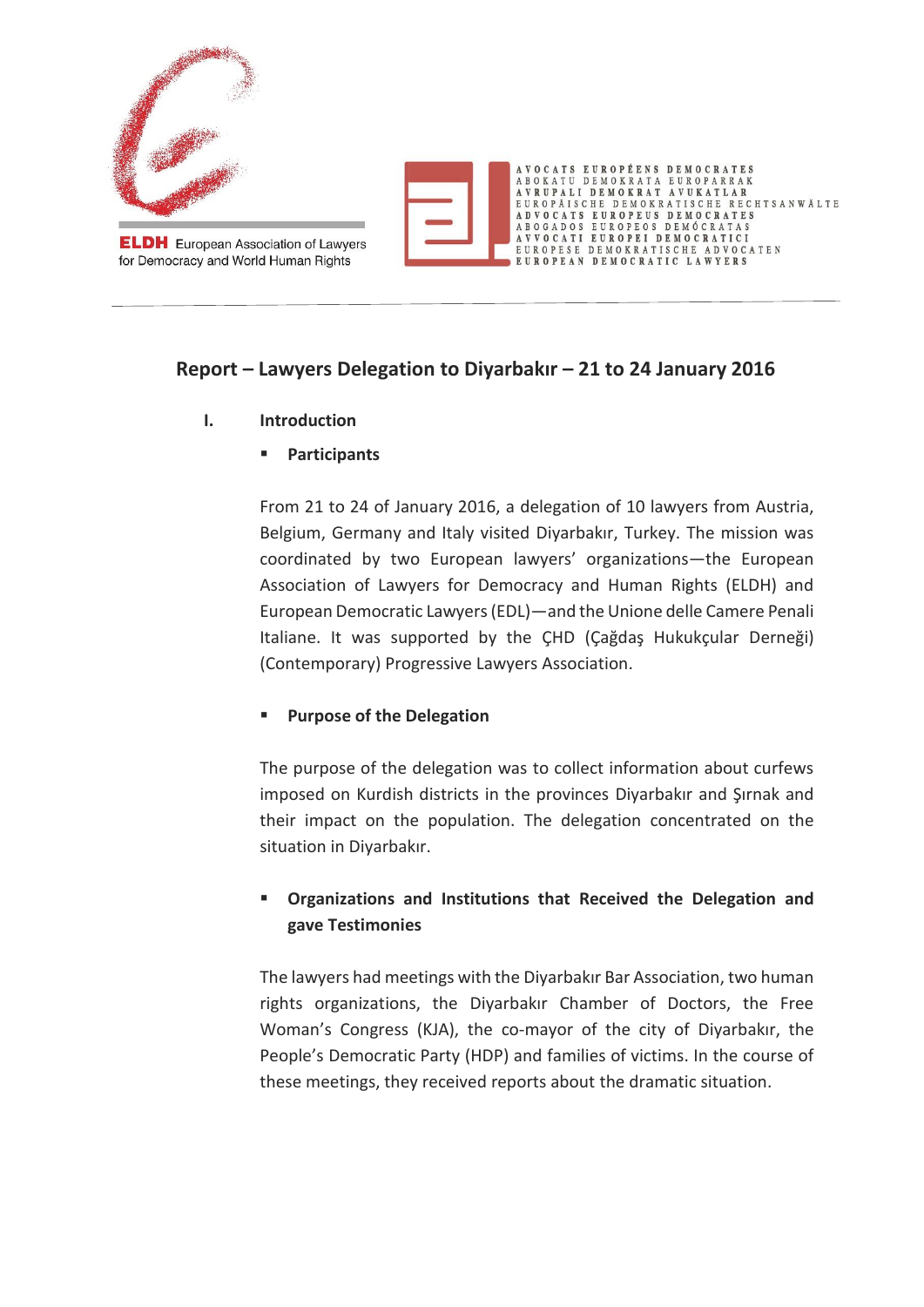ELDH European Association of Lawyers for Democracy and World Human Rights

AVOCATS EUROPÉENS DEMOCRATES
ABOKATU DEMOKRATA EUROPARRAK
AVRUPALI DEMOKRAT AVUKATLAR
EUROPÄISCHE DEMOKRATISCHE RECHTSANWÄLTE
ADVOCATS EUROPEUS DEMOCRATES
ABOGADOS EUROPEOS DEMÓCRATAS
AVVOCATI EUROPEI DEMOCRATICI
EUROPESE DEMOKRATISCHE ADVOCATEN
EUROPEAN DEMOCRATIC LAWYERS

# Report – Lawyers Delegation to Diyarbakır – 21 to 24 January 2016

## I. Introduction

### ▪ Participants

From 21 to 24 of January 2016, a delegation of 10 lawyers from Austria, Belgium, Germany and Italy visited Diyarbakır, Turkey. The mission was coordinated by two European lawyers' organizations—the European Association of Lawyers for Democracy and Human Rights (ELDH) and European Democratic Lawyers (EDL)—and the Unione delle Camere Penali Italiane. It was supported by the ÇHD (Çağdaş Hukukçular Derneği) (Contemporary) Progressive Lawyers Association.

### ▪ Purpose of the Delegation

The purpose of the delegation was to collect information about curfews imposed on Kurdish districts in the provinces Diyarbakır and Şırnak and their impact on the population. The delegation concentrated on the situation in Diyarbakır.

### ▪ Organizations and Institutions that Received the Delegation and gave Testimonies

The lawyers had meetings with the Diyarbakır Bar Association, two human rights organizations, the Diyarbakır Chamber of Doctors, the Free Woman's Congress (KJA), the co-mayor of the city of Diyarbakır, the People's Democratic Party (HDP) and families of victims. In the course of these meetings, they received reports about the dramatic situation.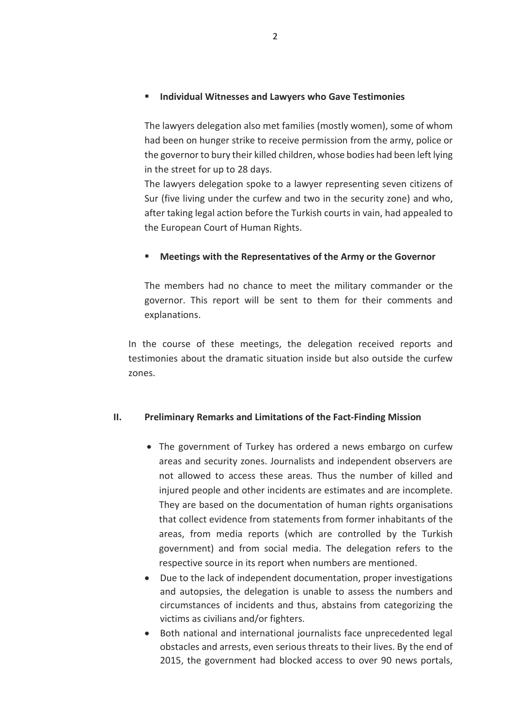- **Individual Witnesses and Lawyers who Gave Testimonies**

  The lawyers delegation also met families (mostly women), some of whom had been on hunger strike to receive permission from the army, police or the governor to bury their killed children, whose bodies had been left lying in the street for up to 28 days.

  The lawyers delegation spoke to a lawyer representing seven citizens of Sur (five living under the curfew and two in the security zone) and who, after taking legal action before the Turkish courts in vain, had appealed to the European Court of Human Rights.

- **Meetings with the Representatives of the Army or the Governor**

  The members had no chance to meet the military commander or the governor. This report will be sent to them for their comments and explanations.

In the course of these meetings, the delegation received reports and testimonies about the dramatic situation inside but also outside the curfew zones.

## II. Preliminary Remarks and Limitations of the Fact-Finding Mission

- The government of Turkey has ordered a news embargo on curfew areas and security zones. Journalists and independent observers are not allowed to access these areas. Thus the number of killed and injured people and other incidents are estimates and are incomplete. They are based on the documentation of human rights organisations that collect evidence from statements from former inhabitants of the areas, from media reports (which are controlled by the Turkish government) and from social media. The delegation refers to the respective source in its report when numbers are mentioned.
- Due to the lack of independent documentation, proper investigations and autopsies, the delegation is unable to assess the numbers and circumstances of incidents and thus, abstains from categorizing the victims as civilians and/or fighters.
- Both national and international journalists face unprecedented legal obstacles and arrests, even serious threats to their lives. By the end of 2015, the government had blocked access to over 90 news portals,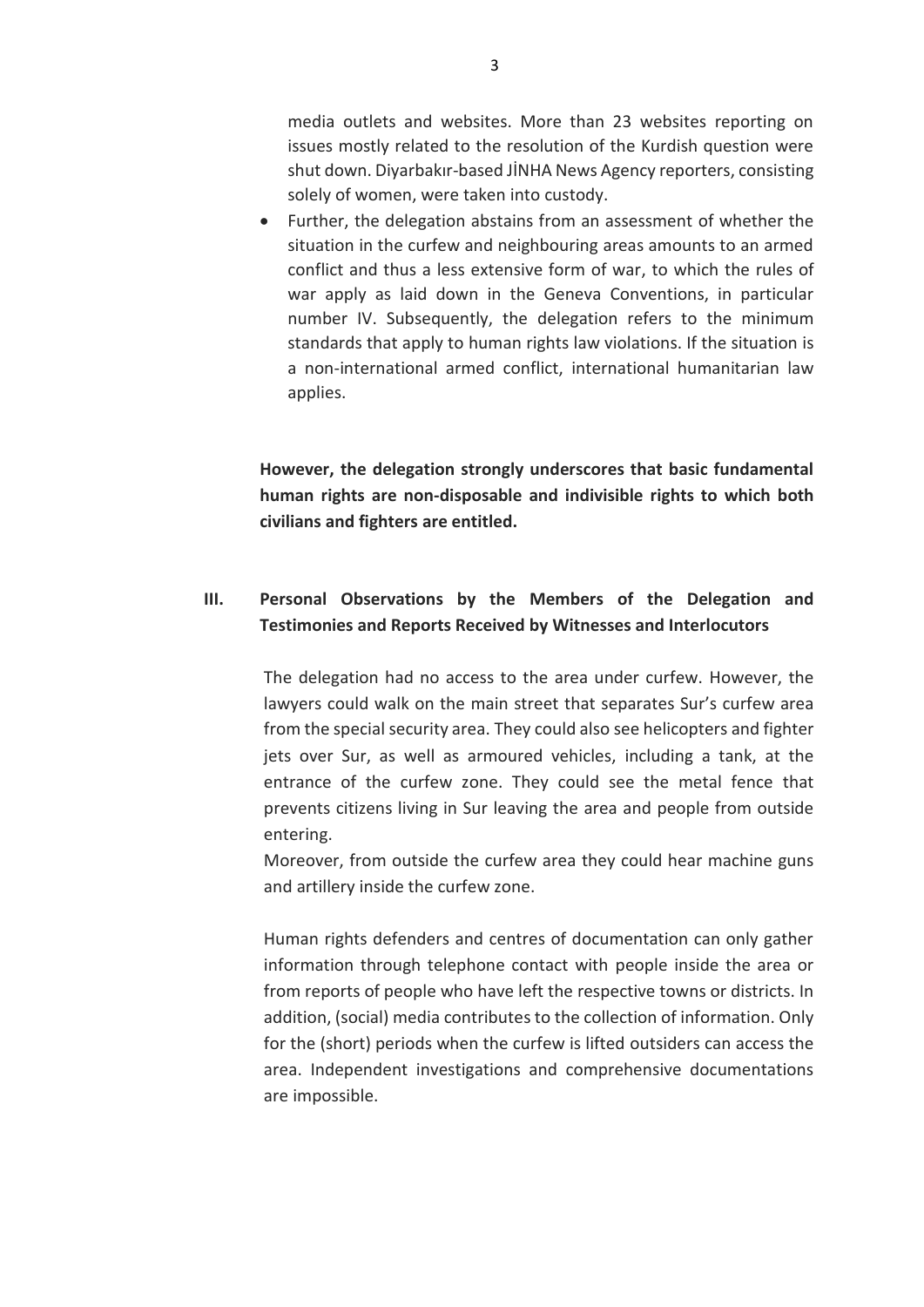media outlets and websites. More than 23 websites reporting on issues mostly related to the resolution of the Kurdish question were shut down. Diyarbakır-based JİNHA News Agency reporters, consisting solely of women, were taken into custody.

- Further, the delegation abstains from an assessment of whether the situation in the curfew and neighbouring areas amounts to an armed conflict and thus a less extensive form of war, to which the rules of war apply as laid down in the Geneva Conventions, in particular number IV. Subsequently, the delegation refers to the minimum standards that apply to human rights law violations. If the situation is a non-international armed conflict, international humanitarian law applies.

**However, the delegation strongly underscores that basic fundamental human rights are non-disposable and indivisible rights to which both civilians and fighters are entitled.**

## III. Personal Observations by the Members of the Delegation and Testimonies and Reports Received by Witnesses and Interlocutors

The delegation had no access to the area under curfew. However, the lawyers could walk on the main street that separates Sur's curfew area from the special security area. They could also see helicopters and fighter jets over Sur, as well as armoured vehicles, including a tank, at the entrance of the curfew zone. They could see the metal fence that prevents citizens living in Sur leaving the area and people from outside entering.
Moreover, from outside the curfew area they could hear machine guns and artillery inside the curfew zone.

Human rights defenders and centres of documentation can only gather information through telephone contact with people inside the area or from reports of people who have left the respective towns or districts. In addition, (social) media contributes to the collection of information. Only for the (short) periods when the curfew is lifted outsiders can access the area. Independent investigations and comprehensive documentations are impossible.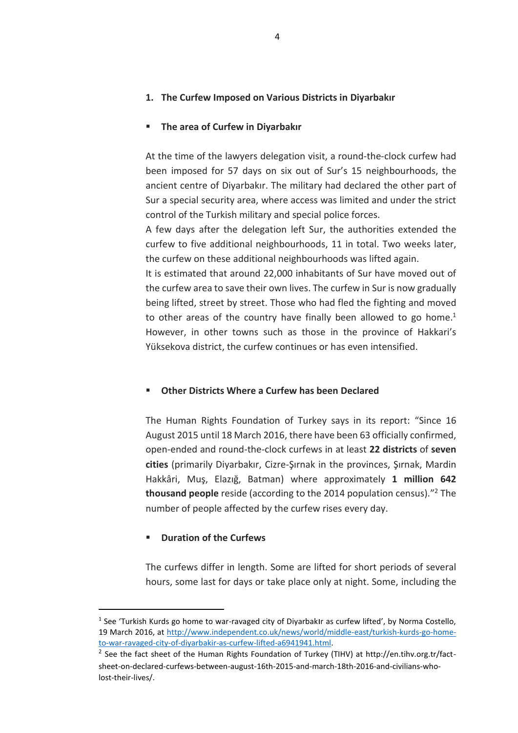## 1. The Curfew Imposed on Various Districts in Diyarbakır

- **The area of Curfew in Diyarbakır**

At the time of the lawyers delegation visit, a round-the-clock curfew had been imposed for 57 days on six out of Sur's 15 neighbourhoods, the ancient centre of Diyarbakır. The military had declared the other part of Sur a special security area, where access was limited and under the strict control of the Turkish military and special police forces.

A few days after the delegation left Sur, the authorities extended the curfew to five additional neighbourhoods, 11 in total. Two weeks later, the curfew on these additional neighbourhoods was lifted again.

It is estimated that around 22,000 inhabitants of Sur have moved out of the curfew area to save their own lives. The curfew in Sur is now gradually being lifted, street by street. Those who had fled the fighting and moved to other areas of the country have finally been allowed to go home.[1] However, in other towns such as those in the province of Hakkari's Yüksekova district, the curfew continues or has even intensified.

- **Other Districts Where a Curfew has been Declared**

The Human Rights Foundation of Turkey says in its report: "Since 16 August 2015 until 18 March 2016, there have been 63 officially confirmed, open-ended and round-the-clock curfews in at least **22 districts** of **seven cities** (primarily Diyarbakır, Cizre-Şırnak in the provinces, Şırnak, Mardin Hakkâri, Muş, Elazığ, Batman) where approximately **1 million 642 thousand people** reside (according to the 2014 population census)."[2] The number of people affected by the curfew rises every day.

- **Duration of the Curfews**

The curfews differ in length. Some are lifted for short periods of several hours, some last for days or take place only at night. Some, including the

---

[1] See 'Turkish Kurds go home to war-ravaged city of Diyarbakır as curfew lifted', by Norma Costello, 19 March 2016, at http://www.independent.co.uk/news/world/middle-east/turkish-kurds-go-home-to-war-ravaged-city-of-diyarbakir-as-curfew-lifted-a6941941.html.

[2] See the fact sheet of the Human Rights Foundation of Turkey (TIHV) at http://en.tihv.org.tr/fact-sheet-on-declared-curfews-between-august-16th-2015-and-march-18th-2016-and-civilians-who-lost-their-lives/.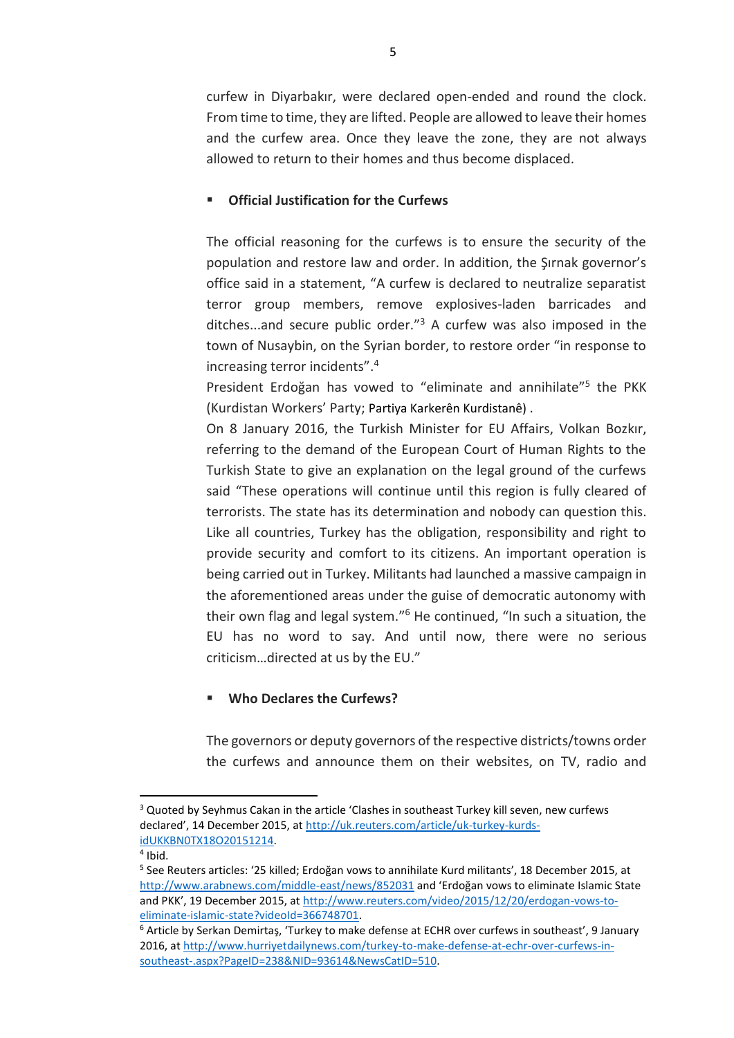curfew in Diyarbakır, were declared open-ended and round the clock. From time to time, they are lifted. People are allowed to leave their homes and the curfew area. Once they leave the zone, they are not always allowed to return to their homes and thus become displaced.

- **Official Justification for the Curfews**

The official reasoning for the curfews is to ensure the security of the population and restore law and order. In addition, the Şırnak governor's office said in a statement, "A curfew is declared to neutralize separatist terror group members, remove explosives-laden barricades and ditches...and secure public order."[3] A curfew was also imposed in the town of Nusaybin, on the Syrian border, to restore order "in response to increasing terror incidents".[4]

President Erdoğan has vowed to "eliminate and annihilate"[5] the PKK (Kurdistan Workers' Party; Partiya Karkerên Kurdistanê) .

On 8 January 2016, the Turkish Minister for EU Affairs, Volkan Bozkır, referring to the demand of the European Court of Human Rights to the Turkish State to give an explanation on the legal ground of the curfews said "These operations will continue until this region is fully cleared of terrorists. The state has its determination and nobody can question this. Like all countries, Turkey has the obligation, responsibility and right to provide security and comfort to its citizens. An important operation is being carried out in Turkey. Militants had launched a massive campaign in the aforementioned areas under the guise of democratic autonomy with their own flag and legal system."[6] He continued, "In such a situation, the EU has no word to say. And until now, there were no serious criticism…directed at us by the EU."

- **Who Declares the Curfews?**

The governors or deputy governors of the respective districts/towns order the curfews and announce them on their websites, on TV, radio and

---

[3] Quoted by Seyhmus Cakan in the article 'Clashes in southeast Turkey kill seven, new curfews declared', 14 December 2015, at http://uk.reuters.com/article/uk-turkey-kurds-idUKKBN0TX18O20151214.

[4] Ibid.

[5] See Reuters articles: '25 killed; Erdoğan vows to annihilate Kurd militants', 18 December 2015, at http://www.arabnews.com/middle-east/news/852031 and 'Erdoğan vows to eliminate Islamic State and PKK', 19 December 2015, at http://www.reuters.com/video/2015/12/20/erdogan-vows-to-eliminate-islamic-state?videoId=366748701.

[6] Article by Serkan Demirtaş, 'Turkey to make defense at ECHR over curfews in southeast', 9 January 2016, at http://www.hurriyetdailynews.com/turkey-to-make-defense-at-echr-over-curfews-in-southeast-.aspx?PageID=238&NID=93614&NewsCatID=510.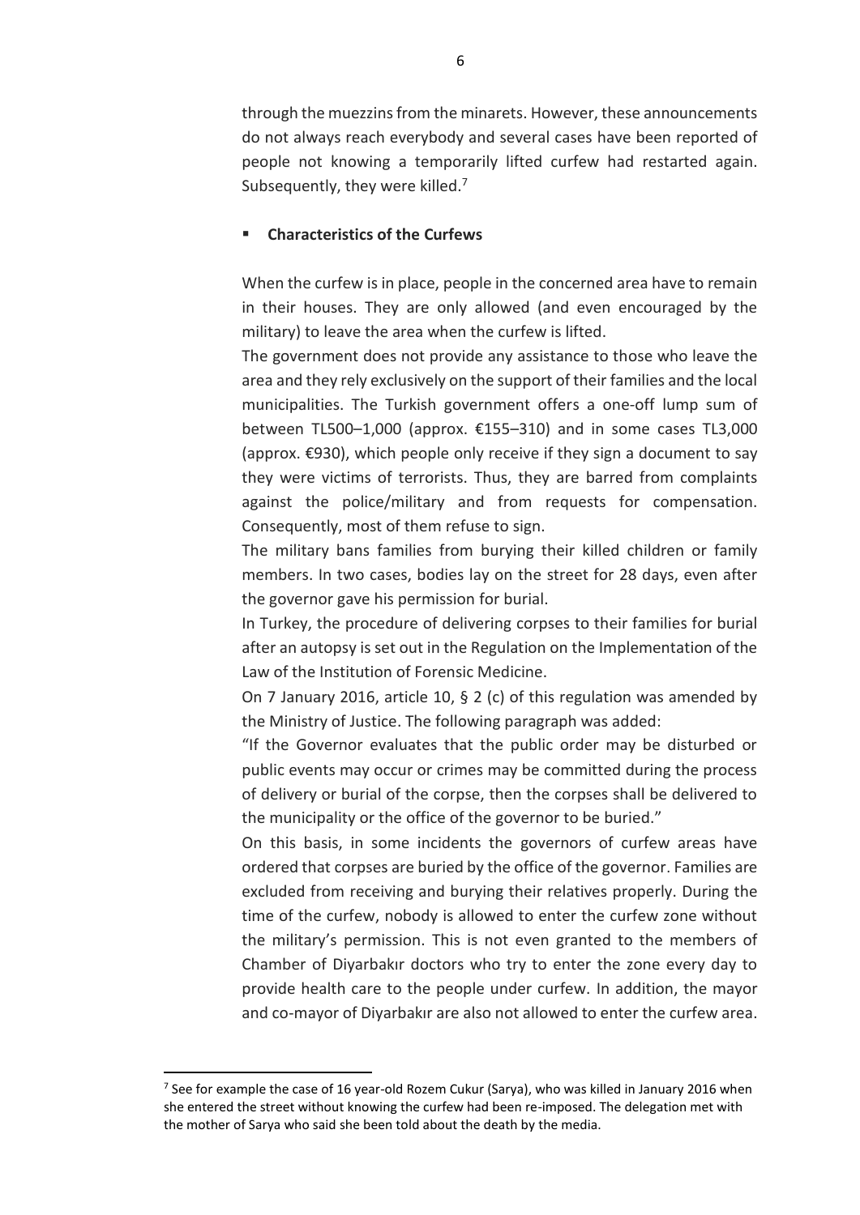through the muezzins from the minarets. However, these announcements do not always reach everybody and several cases have been reported of people not knowing a temporarily lifted curfew had restarted again. Subsequently, they were killed.[7]

- **Characteristics of the Curfews**

When the curfew is in place, people in the concerned area have to remain in their houses. They are only allowed (and even encouraged by the military) to leave the area when the curfew is lifted.

The government does not provide any assistance to those who leave the area and they rely exclusively on the support of their families and the local municipalities. The Turkish government offers a one-off lump sum of between TL500–1,000 (approx. €155–310) and in some cases TL3,000 (approx. €930), which people only receive if they sign a document to say they were victims of terrorists. Thus, they are barred from complaints against the police/military and from requests for compensation. Consequently, most of them refuse to sign.

The military bans families from burying their killed children or family members. In two cases, bodies lay on the street for 28 days, even after the governor gave his permission for burial.

In Turkey, the procedure of delivering corpses to their families for burial after an autopsy is set out in the Regulation on the Implementation of the Law of the Institution of Forensic Medicine.

On 7 January 2016, article 10, § 2 (c) of this regulation was amended by the Ministry of Justice. The following paragraph was added:

"If the Governor evaluates that the public order may be disturbed or public events may occur or crimes may be committed during the process of delivery or burial of the corpse, then the corpses shall be delivered to the municipality or the office of the governor to be buried."

On this basis, in some incidents the governors of curfew areas have ordered that corpses are buried by the office of the governor. Families are excluded from receiving and burying their relatives properly. During the time of the curfew, nobody is allowed to enter the curfew zone without the military's permission. This is not even granted to the members of Chamber of Diyarbakır doctors who try to enter the zone every day to provide health care to the people under curfew. In addition, the mayor and co-mayor of Diyarbakır are also not allowed to enter the curfew area.

---

[7] See for example the case of 16 year-old Rozem Cukur (Sarya), who was killed in January 2016 when she entered the street without knowing the curfew had been re-imposed. The delegation met with the mother of Sarya who said she been told about the death by the media.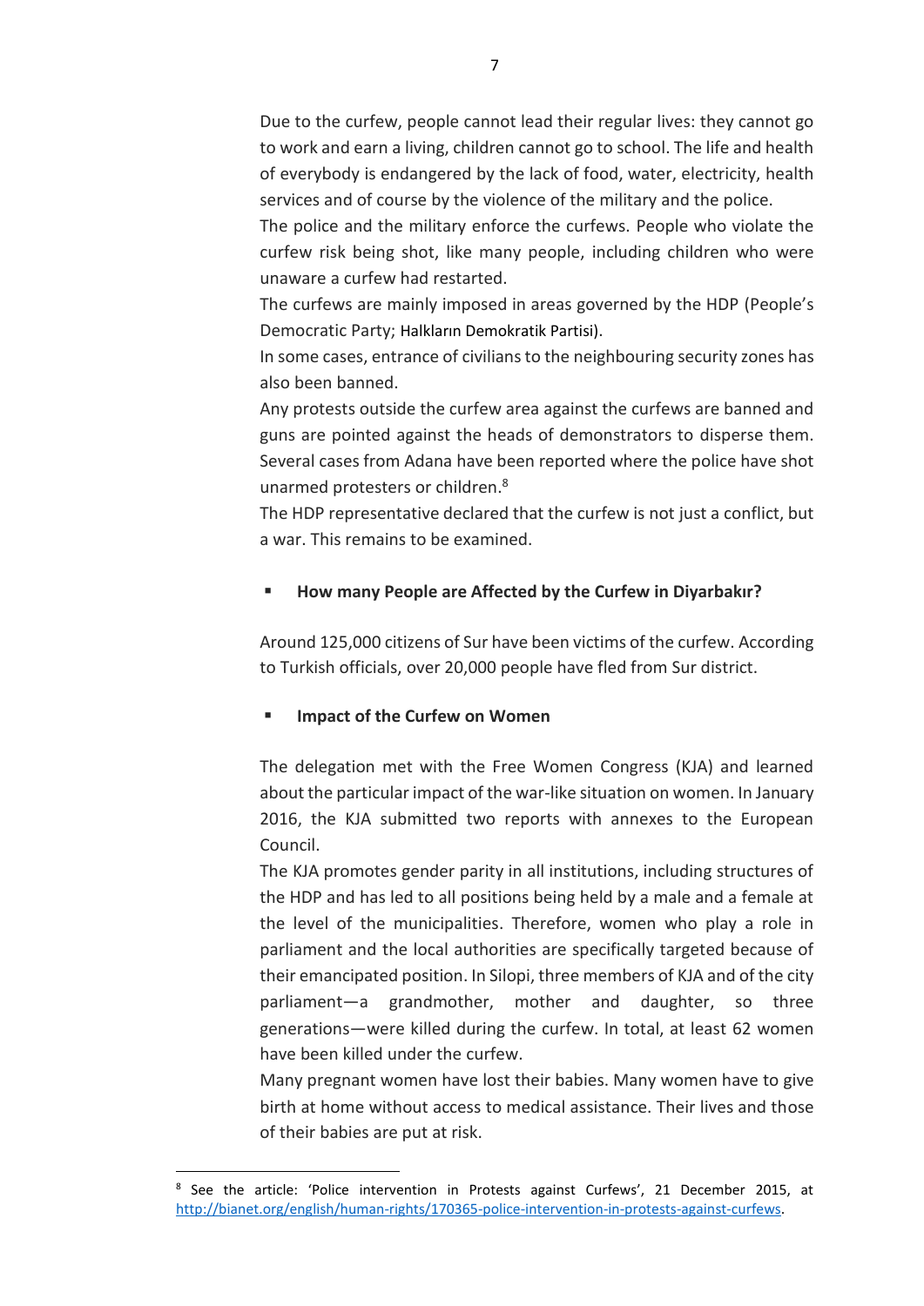Due to the curfew, people cannot lead their regular lives: they cannot go to work and earn a living, children cannot go to school. The life and health of everybody is endangered by the lack of food, water, electricity, health services and of course by the violence of the military and the police.

The police and the military enforce the curfews. People who violate the curfew risk being shot, like many people, including children who were unaware a curfew had restarted.

The curfews are mainly imposed in areas governed by the HDP (People's Democratic Party; Halkların Demokratik Partisi).

In some cases, entrance of civilians to the neighbouring security zones has also been banned.

Any protests outside the curfew area against the curfews are banned and guns are pointed against the heads of demonstrators to disperse them. Several cases from Adana have been reported where the police have shot unarmed protesters or children.[8]

The HDP representative declared that the curfew is not just a conflict, but a war. This remains to be examined.

- **How many People are Affected by the Curfew in Diyarbakır?**

Around 125,000 citizens of Sur have been victims of the curfew. According to Turkish officials, over 20,000 people have fled from Sur district.

- **Impact of the Curfew on Women**

The delegation met with the Free Women Congress (KJA) and learned about the particular impact of the war-like situation on women. In January 2016, the KJA submitted two reports with annexes to the European Council.

The KJA promotes gender parity in all institutions, including structures of the HDP and has led to all positions being held by a male and a female at the level of the municipalities. Therefore, women who play a role in parliament and the local authorities are specifically targeted because of their emancipated position. In Silopi, three members of KJA and of the city parliament—a grandmother, mother and daughter, so three generations—were killed during the curfew. In total, at least 62 women have been killed under the curfew.

Many pregnant women have lost their babies. Many women have to give birth at home without access to medical assistance. Their lives and those of their babies are put at risk.

[8] See the article: 'Police intervention in Protests against Curfews', 21 December 2015, at http://bianet.org/english/human-rights/170365-police-intervention-in-protests-against-curfews.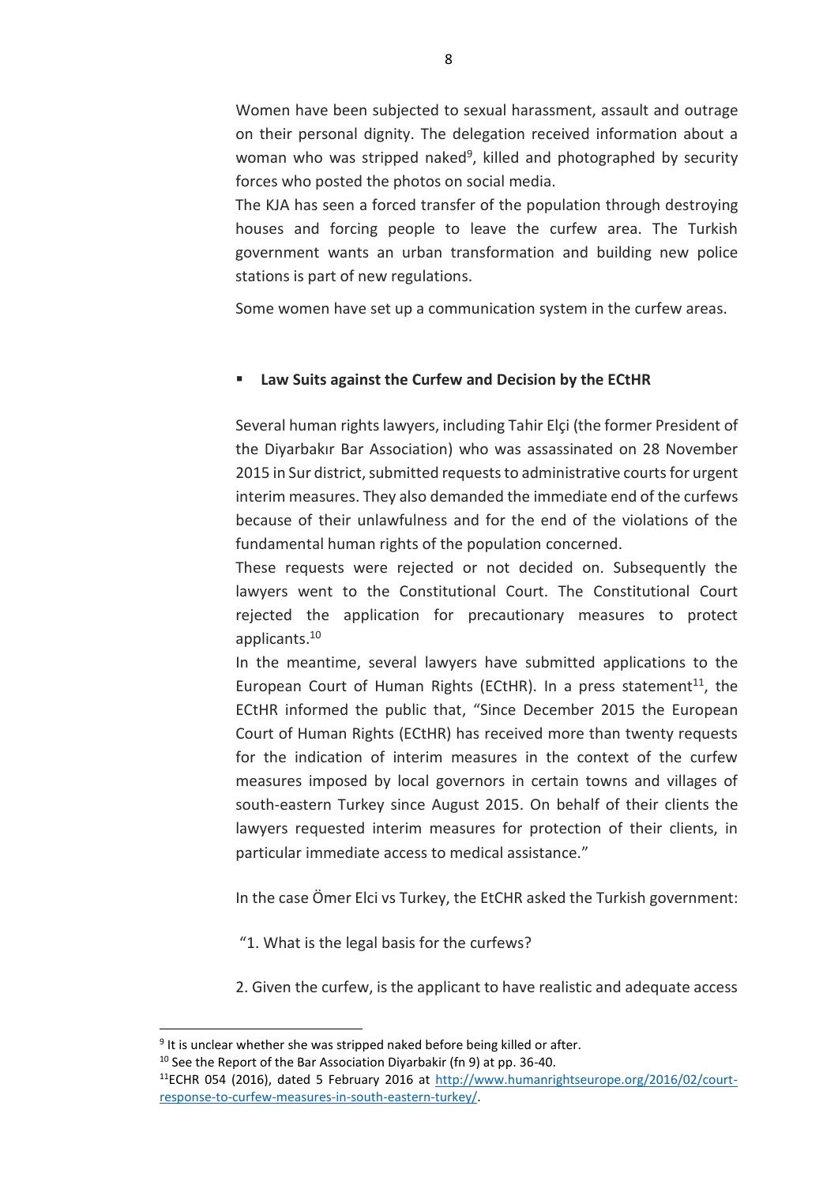Women have been subjected to sexual harassment, assault and outrage on their personal dignity. The delegation received information about a woman who was stripped naked[9], killed and photographed by security forces who posted the photos on social media.

The KJA has seen a forced transfer of the population through destroying houses and forcing people to leave the curfew area. The Turkish government wants an urban transformation and building new police stations is part of new regulations.

Some women have set up a communication system in the curfew areas.

- **Law Suits against the Curfew and Decision by the ECtHR**

Several human rights lawyers, including Tahir Elçi (the former President of the Diyarbakır Bar Association) who was assassinated on 28 November 2015 in Sur district, submitted requests to administrative courts for urgent interim measures. They also demanded the immediate end of the curfews because of their unlawfulness and for the end of the violations of the fundamental human rights of the population concerned.

These requests were rejected or not decided on. Subsequently the lawyers went to the Constitutional Court. The Constitutional Court rejected the application for precautionary measures to protect applicants.[10]

In the meantime, several lawyers have submitted applications to the European Court of Human Rights (ECtHR). In a press statement[11], the ECtHR informed the public that, "Since December 2015 the European Court of Human Rights (ECtHR) has received more than twenty requests for the indication of interim measures in the context of the curfew measures imposed by local governors in certain towns and villages of south-eastern Turkey since August 2015. On behalf of their clients the lawyers requested interim measures for protection of their clients, in particular immediate access to medical assistance."

In the case Ömer Elci vs Turkey, the EtCHR asked the Turkish government:

"1. What is the legal basis for the curfews?

2. Given the curfew, is the applicant to have realistic and adequate access

---

[9] It is unclear whether she was stripped naked before being killed or after.

[10] See the Report of the Bar Association Diyarbakir (fn 9) at pp. 36-40.

[11] ECHR 054 (2016), dated 5 February 2016 at http://www.humanrightseurope.org/2016/02/court-response-to-curfew-measures-in-south-eastern-turkey/.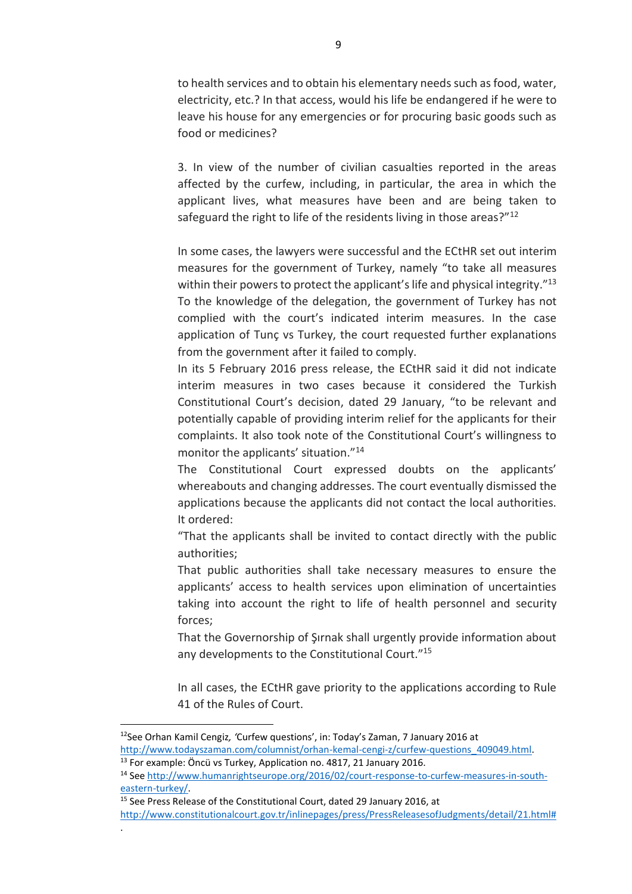to health services and to obtain his elementary needs such as food, water, electricity, etc.? In that access, would his life be endangered if he were to leave his house for any emergencies or for procuring basic goods such as food or medicines?

3. In view of the number of civilian casualties reported in the areas affected by the curfew, including, in particular, the area in which the applicant lives, what measures have been and are being taken to safeguard the right to life of the residents living in those areas?"[12]

In some cases, the lawyers were successful and the ECtHR set out interim measures for the government of Turkey, namely "to take all measures within their powers to protect the applicant's life and physical integrity."[13] To the knowledge of the delegation, the government of Turkey has not complied with the court's indicated interim measures. In the case application of Tunç vs Turkey, the court requested further explanations from the government after it failed to comply.

In its 5 February 2016 press release, the ECtHR said it did not indicate interim measures in two cases because it considered the Turkish Constitutional Court's decision, dated 29 January, "to be relevant and potentially capable of providing interim relief for the applicants for their complaints. It also took note of the Constitutional Court's willingness to monitor the applicants' situation."[14]

The Constitutional Court expressed doubts on the applicants' whereabouts and changing addresses. The court eventually dismissed the applications because the applicants did not contact the local authorities. It ordered:

"That the applicants shall be invited to contact directly with the public authorities;

That public authorities shall take necessary measures to ensure the applicants' access to health services upon elimination of uncertainties taking into account the right to life of health personnel and security forces;

That the Governorship of Şırnak shall urgently provide information about any developments to the Constitutional Court."[15]

In all cases, the ECtHR gave priority to the applications according to Rule 41 of the Rules of Court.

---

[12] See Orhan Kamil Cengiz, *'*Curfew questions', in: Today's Zaman, 7 January 2016 at http://www.todayszaman.com/columnist/orhan-kemal-cengi-z/curfew-questions_409049.html.

[13] For example: Öncü vs Turkey, Application no. 4817, 21 January 2016.

[14] See http://www.humanrightseurope.org/2016/02/court-response-to-curfew-measures-in-south-eastern-turkey/.

[15] See Press Release of the Constitutional Court, dated 29 January 2016, at http://www.constitutionalcourt.gov.tr/inlinepages/press/PressReleasesofJudgments/detail/21.html#.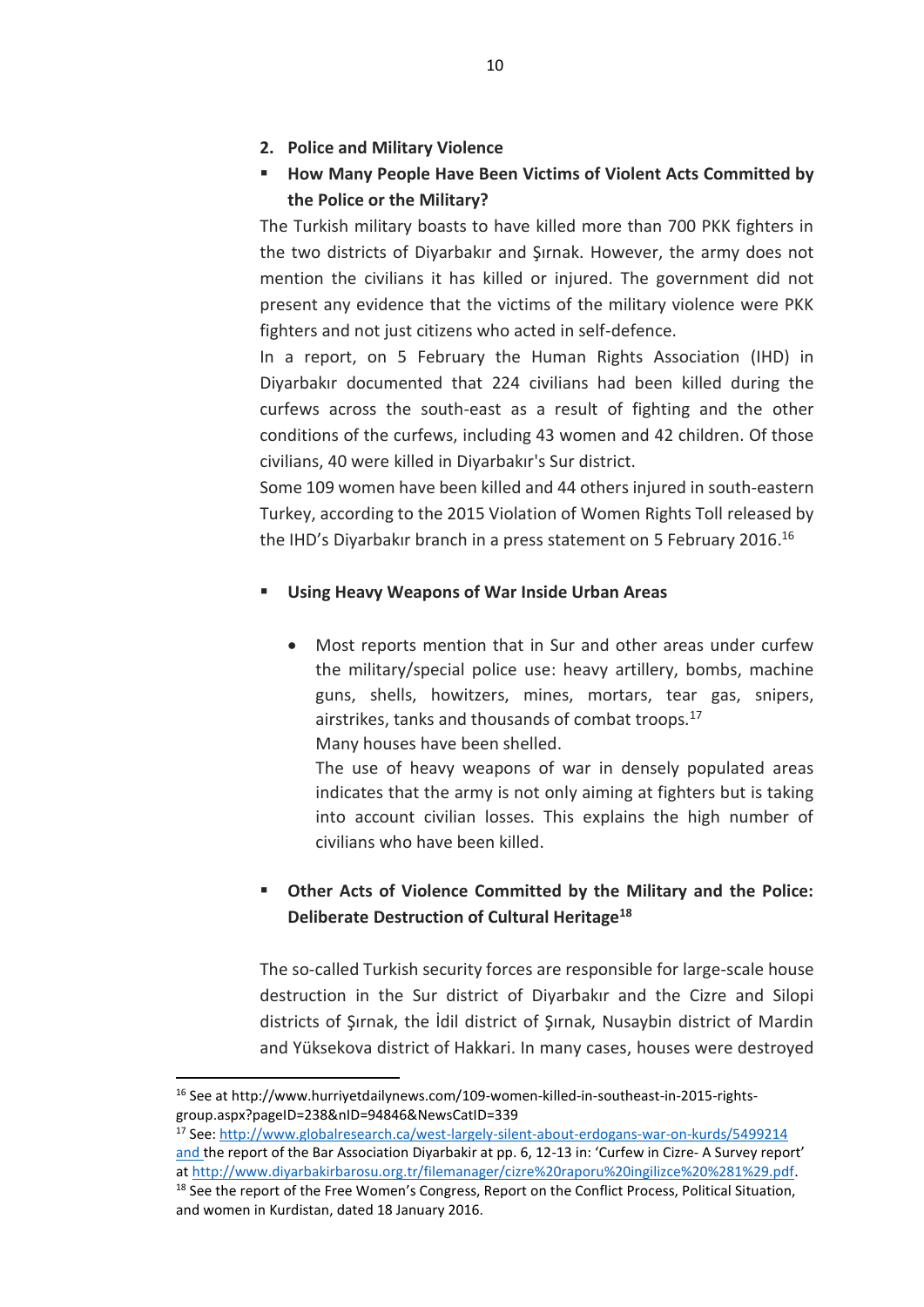## 2. Police and Military Violence

- **How Many People Have Been Victims of Violent Acts Committed by the Police or the Military?**

The Turkish military boasts to have killed more than 700 PKK fighters in the two districts of Diyarbakır and Şırnak. However, the army does not mention the civilians it has killed or injured. The government did not present any evidence that the victims of the military violence were PKK fighters and not just citizens who acted in self-defence.

In a report, on 5 February the Human Rights Association (IHD) in Diyarbakır documented that 224 civilians had been killed during the curfews across the south-east as a result of fighting and the other conditions of the curfews, including 43 women and 42 children. Of those civilians, 40 were killed in Diyarbakır's Sur district.

Some 109 women have been killed and 44 others injured in south-eastern Turkey, according to the 2015 Violation of Women Rights Toll released by the IHD's Diyarbakır branch in a press statement on 5 February 2016.[16]

- **Using Heavy Weapons of War Inside Urban Areas**

  - Most reports mention that in Sur and other areas under curfew the military/special police use: heavy artillery, bombs, machine guns, shells, howitzers, mines, mortars, tear gas, snipers, airstrikes, tanks and thousands of combat troops.[17]
    Many houses have been shelled.
    The use of heavy weapons of war in densely populated areas indicates that the army is not only aiming at fighters but is taking into account civilian losses. This explains the high number of civilians who have been killed.

- **Other Acts of Violence Committed by the Military and the Police: Deliberate Destruction of Cultural Heritage[18]**

The so-called Turkish security forces are responsible for large-scale house destruction in the Sur district of Diyarbakır and the Cizre and Silopi districts of Şırnak, the İdil district of Şırnak, Nusaybin district of Mardin and Yüksekova district of Hakkari. In many cases, houses were destroyed

---

[16] See at http://www.hurriyetdailynews.com/109-women-killed-in-southeast-in-2015-rights-group.aspx?pageID=238&nID=94846&NewsCatID=339

[17] See: http://www.globalresearch.ca/west-largely-silent-about-erdogans-war-on-kurds/5499214 and the report of the Bar Association Diyarbakir at pp. 6, 12-13 in: 'Curfew in Cizre- A Survey report' at http://www.diyarbakirbarosu.org.tr/filemanager/cizre%20raporu%20ingilizce%20%281%29.pdf.

[18] See the report of the Free Women's Congress, Report on the Conflict Process, Political Situation, and women in Kurdistan, dated 18 January 2016.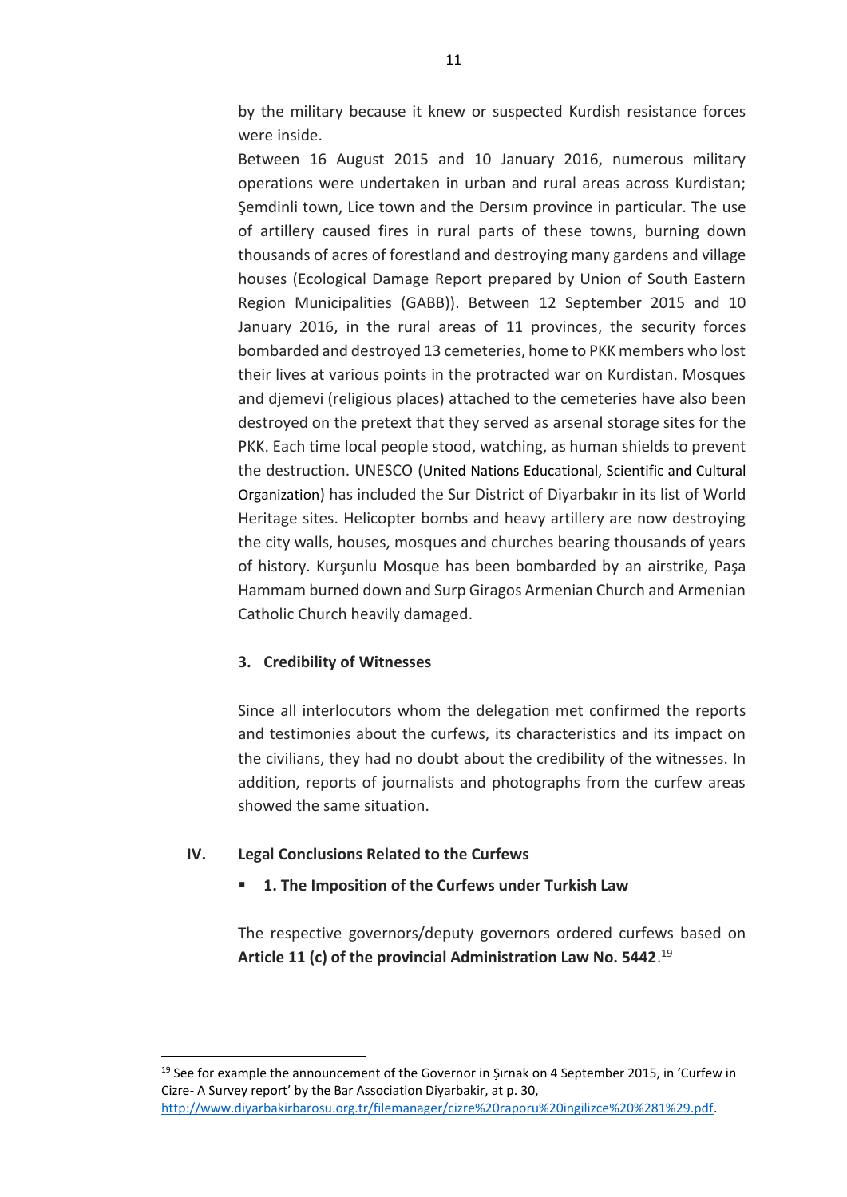by the military because it knew or suspected Kurdish resistance forces were inside.

Between 16 August 2015 and 10 January 2016, numerous military operations were undertaken in urban and rural areas across Kurdistan; Şemdinli town, Lice town and the Dersım province in particular. The use of artillery caused fires in rural parts of these towns, burning down thousands of acres of forestland and destroying many gardens and village houses (Ecological Damage Report prepared by Union of South Eastern Region Municipalities (GABB)). Between 12 September 2015 and 10 January 2016, in the rural areas of 11 provinces, the security forces bombarded and destroyed 13 cemeteries, home to PKK members who lost their lives at various points in the protracted war on Kurdistan. Mosques and djemevi (religious places) attached to the cemeteries have also been destroyed on the pretext that they served as arsenal storage sites for the PKK. Each time local people stood, watching, as human shields to prevent the destruction. UNESCO (United Nations Educational, Scientific and Cultural Organization) has included the Sur District of Diyarbakır in its list of World Heritage sites. Helicopter bombs and heavy artillery are now destroying the city walls, houses, mosques and churches bearing thousands of years of history. Kurşunlu Mosque has been bombarded by an airstrike, Paşa Hammam burned down and Surp Giragos Armenian Church and Armenian Catholic Church heavily damaged.

### 3. Credibility of Witnesses

Since all interlocutors whom the delegation met confirmed the reports and testimonies about the curfews, its characteristics and its impact on the civilians, they had no doubt about the credibility of the witnesses. In addition, reports of journalists and photographs from the curfew areas showed the same situation.

## IV. Legal Conclusions Related to the Curfews

- **1. The Imposition of the Curfews under Turkish Law**

The respective governors/deputy governors ordered curfews based on **Article 11 (c) of the provincial Administration Law No. 5442**.[19]

---

[19] See for example the announcement of the Governor in Şırnak on 4 September 2015, in 'Curfew in Cizre- A Survey report' by the Bar Association Diyarbakir, at p. 30, http://www.diyarbakirbarosu.org.tr/filemanager/cizre%20raporu%20ingilizce%20%281%29.pdf.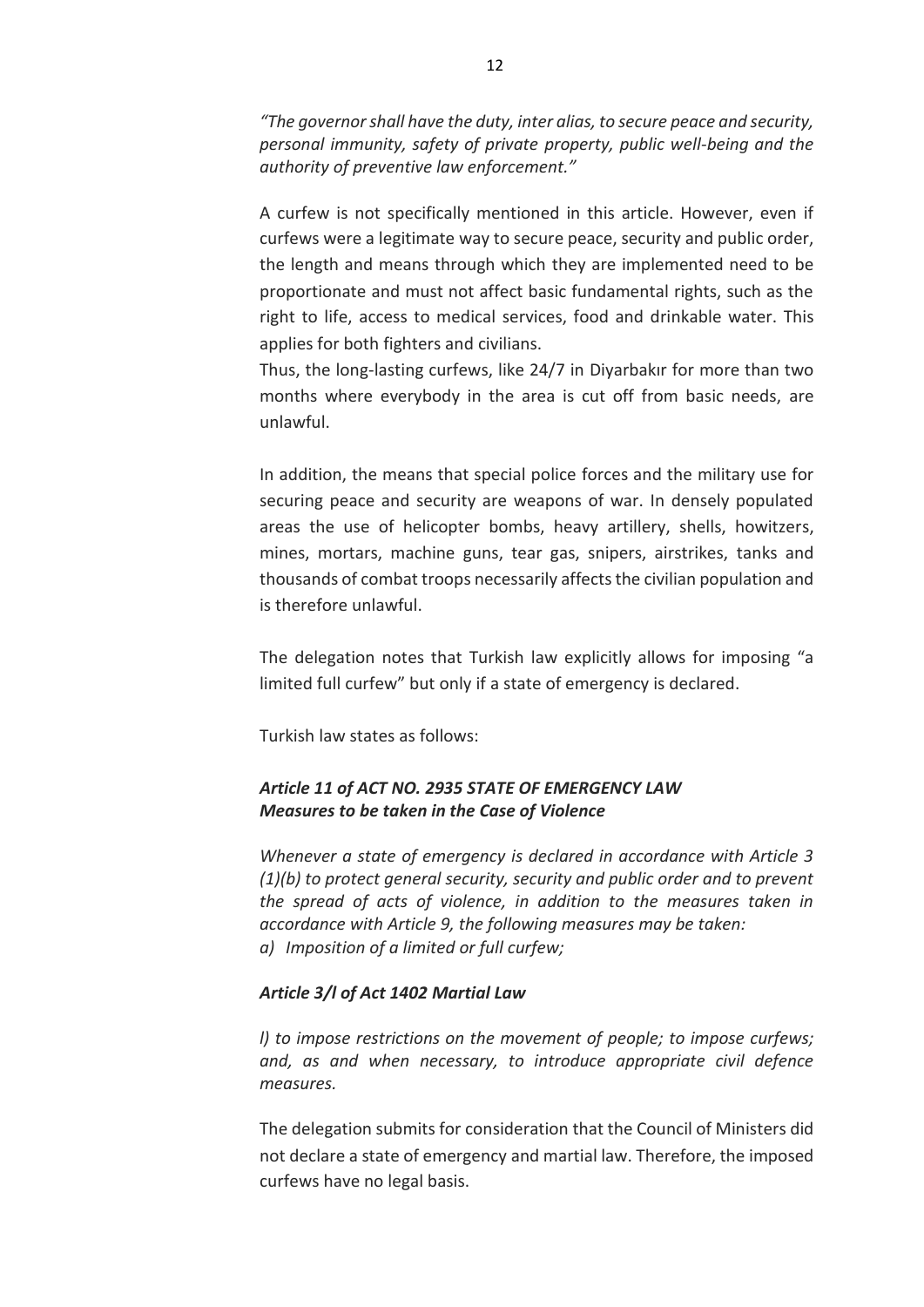*"The governor shall have the duty, inter alias, to secure peace and security, personal immunity, safety of private property, public well-being and the authority of preventive law enforcement."*

A curfew is not specifically mentioned in this article. However, even if curfews were a legitimate way to secure peace, security and public order, the length and means through which they are implemented need to be proportionate and must not affect basic fundamental rights, such as the right to life, access to medical services, food and drinkable water. This applies for both fighters and civilians.

Thus, the long-lasting curfews, like 24/7 in Diyarbakır for more than two months where everybody in the area is cut off from basic needs, are unlawful.

In addition, the means that special police forces and the military use for securing peace and security are weapons of war. In densely populated areas the use of helicopter bombs, heavy artillery, shells, howitzers, mines, mortars, machine guns, tear gas, snipers, airstrikes, tanks and thousands of combat troops necessarily affects the civilian population and is therefore unlawful.

The delegation notes that Turkish law explicitly allows for imposing "a limited full curfew" but only if a state of emergency is declared.

Turkish law states as follows:

***Article 11 of ACT NO. 2935 STATE OF EMERGENCY LAW***
***Measures to be taken in the Case of Violence***

*Whenever a state of emergency is declared in accordance with Article 3 (1)(b) to protect general security, security and public order and to prevent the spread of acts of violence, in addition to the measures taken in accordance with Article 9, the following measures may be taken:*

*a) Imposition of a limited or full curfew;*

***Article 3/l of Act 1402 Martial Law***

*l) to impose restrictions on the movement of people; to impose curfews; and, as and when necessary, to introduce appropriate civil defence measures.*

The delegation submits for consideration that the Council of Ministers did not declare a state of emergency and martial law. Therefore, the imposed curfews have no legal basis.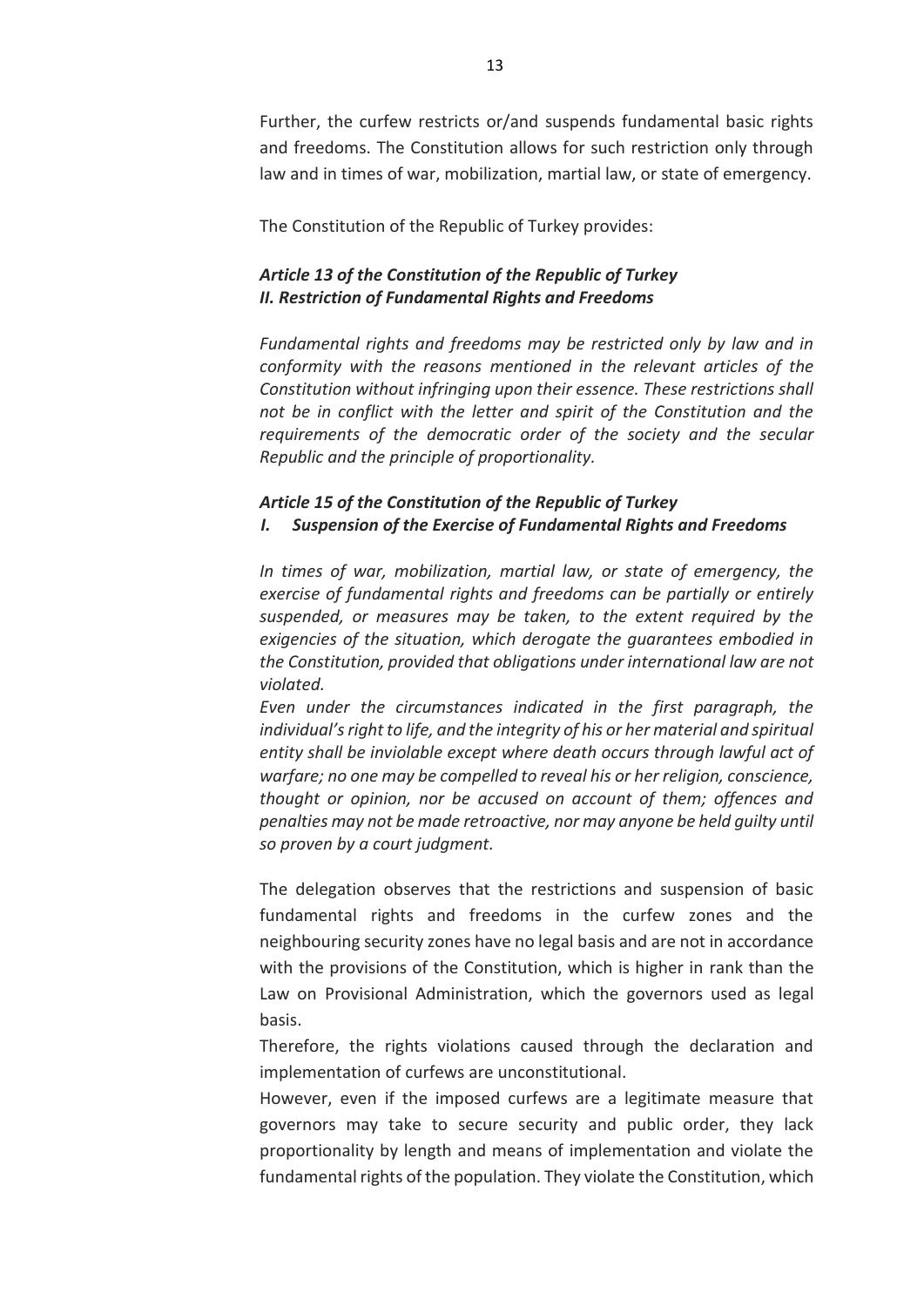Further, the curfew restricts or/and suspends fundamental basic rights and freedoms. The Constitution allows for such restriction only through law and in times of war, mobilization, martial law, or state of emergency.

The Constitution of the Republic of Turkey provides:

***Article 13 of the Constitution of the Republic of Turkey***
***II. Restriction of Fundamental Rights and Freedoms***

*Fundamental rights and freedoms may be restricted only by law and in conformity with the reasons mentioned in the relevant articles of the Constitution without infringing upon their essence. These restrictions shall not be in conflict with the letter and spirit of the Constitution and the requirements of the democratic order of the society and the secular Republic and the principle of proportionality.*

***Article 15 of the Constitution of the Republic of Turkey***
***I. Suspension of the Exercise of Fundamental Rights and Freedoms***

*In times of war, mobilization, martial law, or state of emergency, the exercise of fundamental rights and freedoms can be partially or entirely suspended, or measures may be taken, to the extent required by the exigencies of the situation, which derogate the guarantees embodied in the Constitution, provided that obligations under international law are not violated.*
*Even under the circumstances indicated in the first paragraph, the individual's right to life, and the integrity of his or her material and spiritual entity shall be inviolable except where death occurs through lawful act of warfare; no one may be compelled to reveal his or her religion, conscience, thought or opinion, nor be accused on account of them; offences and penalties may not be made retroactive, nor may anyone be held guilty until so proven by a court judgment.*

The delegation observes that the restrictions and suspension of basic fundamental rights and freedoms in the curfew zones and the neighbouring security zones have no legal basis and are not in accordance with the provisions of the Constitution, which is higher in rank than the Law on Provisional Administration, which the governors used as legal basis.
Therefore, the rights violations caused through the declaration and implementation of curfews are unconstitutional.
However, even if the imposed curfews are a legitimate measure that governors may take to secure security and public order, they lack proportionality by length and means of implementation and violate the fundamental rights of the population. They violate the Constitution, which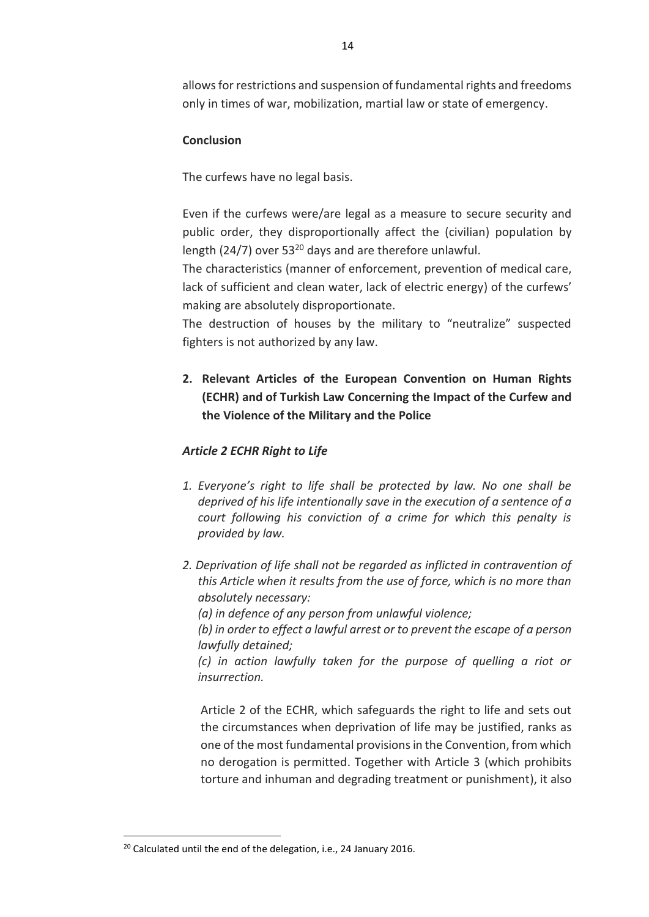allows for restrictions and suspension of fundamental rights and freedoms only in times of war, mobilization, martial law or state of emergency.

**Conclusion**

The curfews have no legal basis.

Even if the curfews were/are legal as a measure to secure security and public order, they disproportionally affect the (civilian) population by length (24/7) over 53[20] days and are therefore unlawful.

The characteristics (manner of enforcement, prevention of medical care, lack of sufficient and clean water, lack of electric energy) of the curfews' making are absolutely disproportionate.

The destruction of houses by the military to "neutralize" suspected fighters is not authorized by any law.

## 2. Relevant Articles of the European Convention on Human Rights (ECHR) and of Turkish Law Concerning the Impact of the Curfew and the Violence of the Military and the Police

### *Article 2 ECHR Right to Life*

1. *Everyone's right to life shall be protected by law. No one shall be deprived of his life intentionally save in the execution of a sentence of a court following his conviction of a crime for which this penalty is provided by law.*
2. *Deprivation of life shall not be regarded as inflicted in contravention of this Article when it results from the use of force, which is no more than absolutely necessary:*
   *(a) in defence of any person from unlawful violence;*
   *(b) in order to effect a lawful arrest or to prevent the escape of a person lawfully detained;*
   *(c) in action lawfully taken for the purpose of quelling a riot or insurrection.*

Article 2 of the ECHR, which safeguards the right to life and sets out the circumstances when deprivation of life may be justified, ranks as one of the most fundamental provisions in the Convention, from which no derogation is permitted. Together with Article 3 (which prohibits torture and inhuman and degrading treatment or punishment), it also

[20] Calculated until the end of the delegation, i.e., 24 January 2016.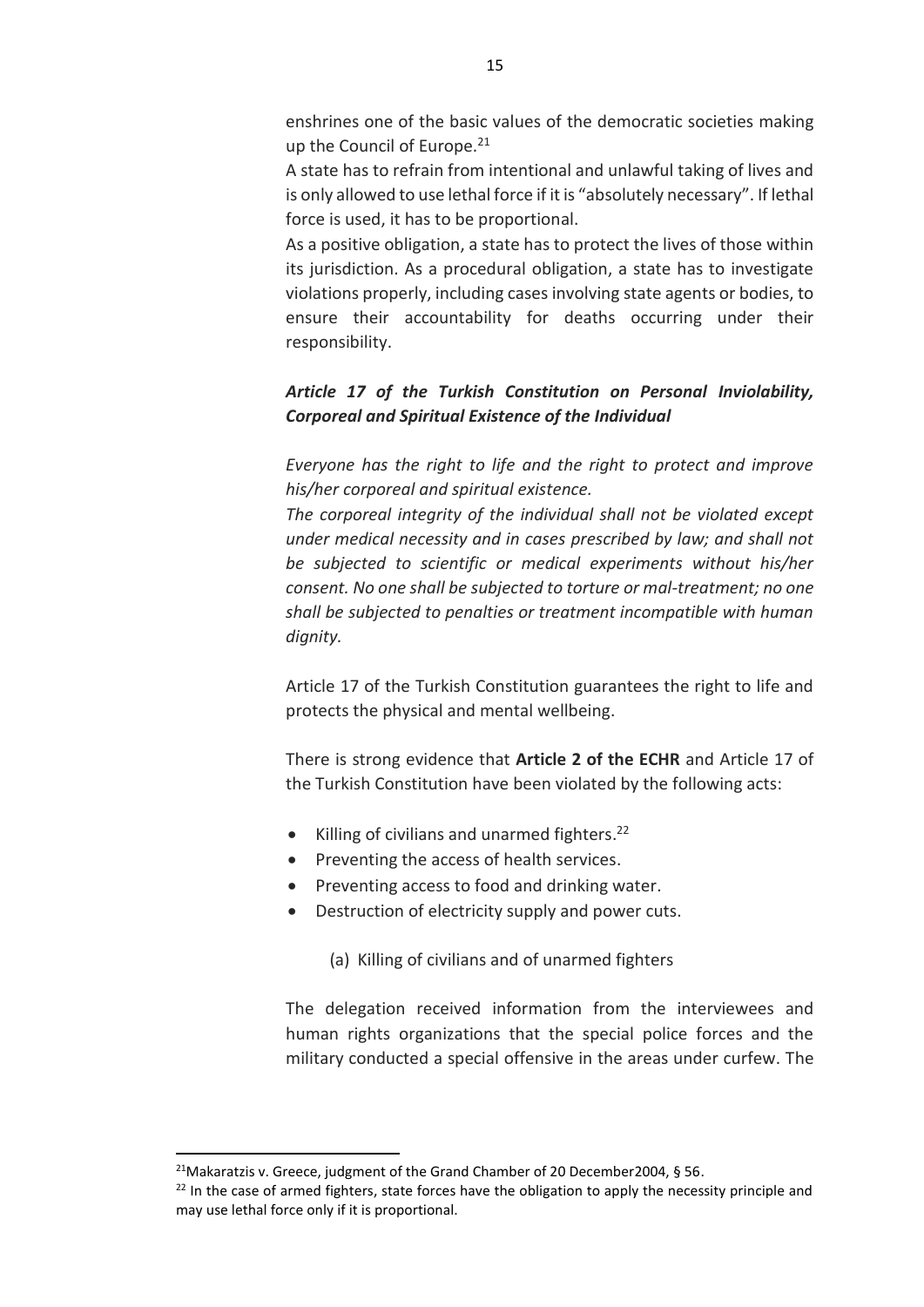enshrines one of the basic values of the democratic societies making up the Council of Europe.[21]

A state has to refrain from intentional and unlawful taking of lives and is only allowed to use lethal force if it is "absolutely necessary". If lethal force is used, it has to be proportional.

As a positive obligation, a state has to protect the lives of those within its jurisdiction. As a procedural obligation, a state has to investigate violations properly, including cases involving state agents or bodies, to ensure their accountability for deaths occurring under their responsibility.

***Article 17 of the Turkish Constitution on Personal Inviolability, Corporeal and Spiritual Existence of the Individual***

*Everyone has the right to life and the right to protect and improve his/her corporeal and spiritual existence.*

*The corporeal integrity of the individual shall not be violated except under medical necessity and in cases prescribed by law; and shall not be subjected to scientific or medical experiments without his/her consent. No one shall be subjected to torture or mal-treatment; no one shall be subjected to penalties or treatment incompatible with human dignity.*

Article 17 of the Turkish Constitution guarantees the right to life and protects the physical and mental wellbeing.

There is strong evidence that **Article 2 of the ECHR** and Article 17 of the Turkish Constitution have been violated by the following acts:

- Killing of civilians and unarmed fighters.[22]
- Preventing the access of health services.
- Preventing access to food and drinking water.
- Destruction of electricity supply and power cuts.

(a) Killing of civilians and of unarmed fighters

The delegation received information from the interviewees and human rights organizations that the special police forces and the military conducted a special offensive in the areas under curfew. The

---

[21] Makaratzis v. Greece, judgment of the Grand Chamber of 20 December2004, § 56.

[22] In the case of armed fighters, state forces have the obligation to apply the necessity principle and may use lethal force only if it is proportional.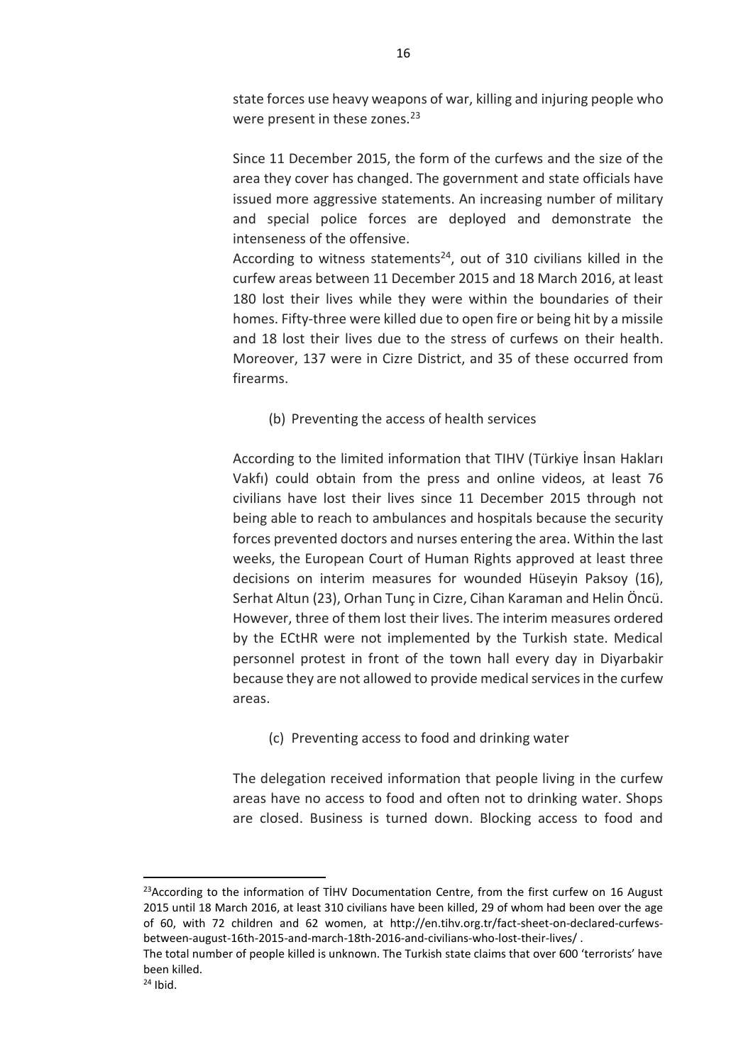state forces use heavy weapons of war, killing and injuring people who were present in these zones.[23]

Since 11 December 2015, the form of the curfews and the size of the area they cover has changed. The government and state officials have issued more aggressive statements. An increasing number of military and special police forces are deployed and demonstrate the intenseness of the offensive.
According to witness statements[24], out of 310 civilians killed in the curfew areas between 11 December 2015 and 18 March 2016, at least 180 lost their lives while they were within the boundaries of their homes. Fifty-three were killed due to open fire or being hit by a missile and 18 lost their lives due to the stress of curfews on their health. Moreover, 137 were in Cizre District, and 35 of these occurred from firearms.

(b) Preventing the access of health services

According to the limited information that TIHV (Türkiye İnsan Hakları Vakfı) could obtain from the press and online videos, at least 76 civilians have lost their lives since 11 December 2015 through not being able to reach to ambulances and hospitals because the security forces prevented doctors and nurses entering the area. Within the last weeks, the European Court of Human Rights approved at least three decisions on interim measures for wounded Hüseyin Paksoy (16), Serhat Altun (23), Orhan Tunç in Cizre, Cihan Karaman and Helin Öncü. However, three of them lost their lives. The interim measures ordered by the ECtHR were not implemented by the Turkish state. Medical personnel protest in front of the town hall every day in Diyarbakir because they are not allowed to provide medical services in the curfew areas.

(c) Preventing access to food and drinking water

The delegation received information that people living in the curfew areas have no access to food and often not to drinking water. Shops are closed. Business is turned down. Blocking access to food and

---

[23] According to the information of TİHV Documentation Centre, from the first curfew on 16 August 2015 until 18 March 2016, at least 310 civilians have been killed, 29 of whom had been over the age of 60, with 72 children and 62 women, at http://en.tihv.org.tr/fact-sheet-on-declared-curfews-between-august-16th-2015-and-march-18th-2016-and-civilians-who-lost-their-lives/ .
The total number of people killed is unknown. The Turkish state claims that over 600 'terrorists' have been killed.

[24] Ibid.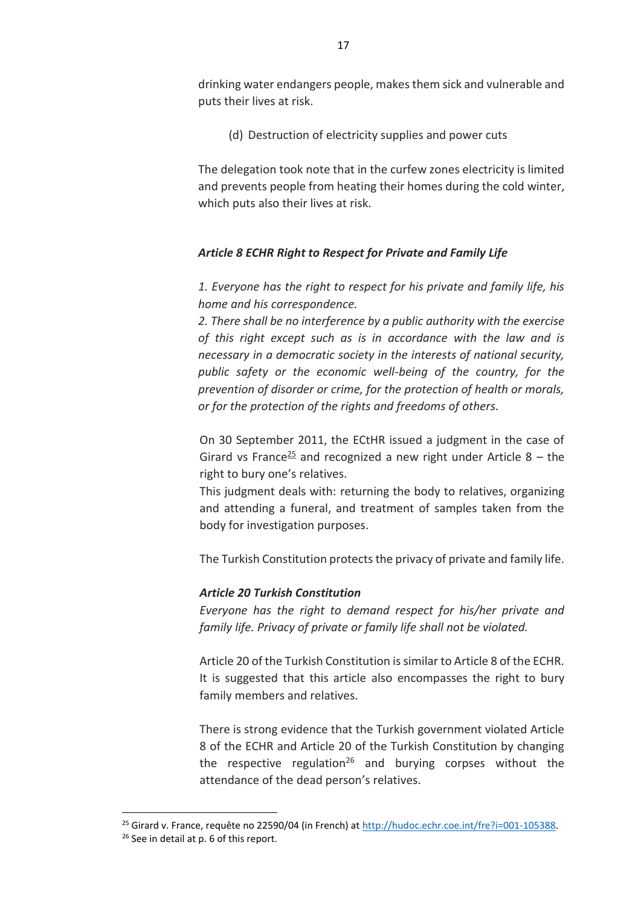drinking water endangers people, makes them sick and vulnerable and puts their lives at risk.

(d) Destruction of electricity supplies and power cuts

The delegation took note that in the curfew zones electricity is limited and prevents people from heating their homes during the cold winter, which puts also their lives at risk.

***Article 8 ECHR Right to Respect for Private and Family Life***

*1. Everyone has the right to respect for his private and family life, his home and his correspondence.*
*2. There shall be no interference by a public authority with the exercise of this right except such as is in accordance with the law and is necessary in a democratic society in the interests of national security, public safety or the economic well-being of the country, for the prevention of disorder or crime, for the protection of health or morals, or for the protection of the rights and freedoms of others.*

On 30 September 2011, the ECtHR issued a judgment in the case of Girard vs France[25] and recognized a new right under Article 8 – the right to bury one's relatives.
This judgment deals with: returning the body to relatives, organizing and attending a funeral, and treatment of samples taken from the body for investigation purposes.

The Turkish Constitution protects the privacy of private and family life.

***Article 20 Turkish Constitution***
*Everyone has the right to demand respect for his/her private and family life. Privacy of private or family life shall not be violated.*

Article 20 of the Turkish Constitution is similar to Article 8 of the ECHR. It is suggested that this article also encompasses the right to bury family members and relatives.

There is strong evidence that the Turkish government violated Article 8 of the ECHR and Article 20 of the Turkish Constitution by changing the respective regulation[26] and burying corpses without the attendance of the dead person's relatives.

---

[25] Girard v. France, requête no 22590/04 (in French) at http://hudoc.echr.coe.int/fre?i=001-105388.
[26] See in detail at p. 6 of this report.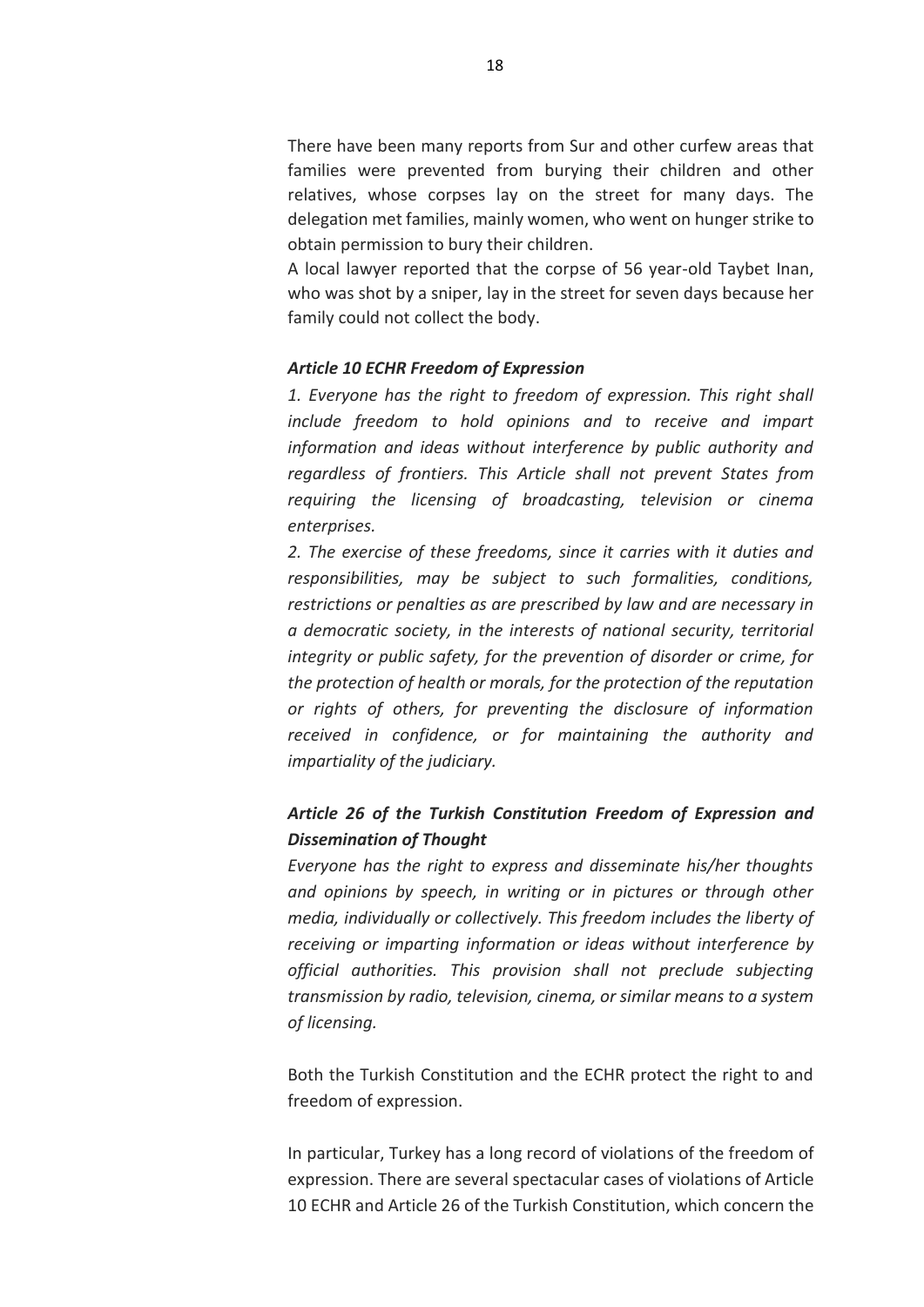There have been many reports from Sur and other curfew areas that families were prevented from burying their children and other relatives, whose corpses lay on the street for many days. The delegation met families, mainly women, who went on hunger strike to obtain permission to bury their children.

A local lawyer reported that the corpse of 56 year-old Taybet Inan, who was shot by a sniper, lay in the street for seven days because her family could not collect the body.

***Article 10 ECHR Freedom of Expression***

*1. Everyone has the right to freedom of expression. This right shall include freedom to hold opinions and to receive and impart information and ideas without interference by public authority and regardless of frontiers. This Article shall not prevent States from requiring the licensing of broadcasting, television or cinema enterprises.*

*2. The exercise of these freedoms, since it carries with it duties and responsibilities, may be subject to such formalities, conditions, restrictions or penalties as are prescribed by law and are necessary in a democratic society, in the interests of national security, territorial integrity or public safety, for the prevention of disorder or crime, for the protection of health or morals, for the protection of the reputation or rights of others, for preventing the disclosure of information received in confidence, or for maintaining the authority and impartiality of the judiciary.*

***Article 26 of the Turkish Constitution Freedom of Expression and Dissemination of Thought***

*Everyone has the right to express and disseminate his/her thoughts and opinions by speech, in writing or in pictures or through other media, individually or collectively. This freedom includes the liberty of receiving or imparting information or ideas without interference by official authorities. This provision shall not preclude subjecting transmission by radio, television, cinema, or similar means to a system of licensing.*

Both the Turkish Constitution and the ECHR protect the right to and freedom of expression.

In particular, Turkey has a long record of violations of the freedom of expression. There are several spectacular cases of violations of Article 10 ECHR and Article 26 of the Turkish Constitution, which concern the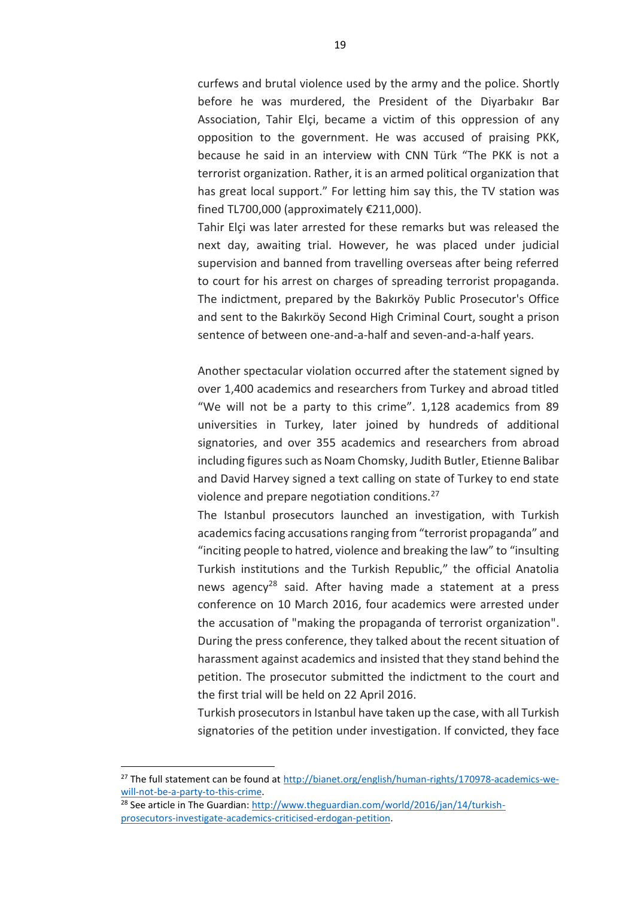curfews and brutal violence used by the army and the police. Shortly before he was murdered, the President of the Diyarbakır Bar Association, Tahir Elçi, became a victim of this oppression of any opposition to the government. He was accused of praising PKK, because he said in an interview with CNN Türk "The PKK is not a terrorist organization. Rather, it is an armed political organization that has great local support." For letting him say this, the TV station was fined TL700,000 (approximately €211,000).

Tahir Elçi was later arrested for these remarks but was released the next day, awaiting trial. However, he was placed under judicial supervision and banned from travelling overseas after being referred to court for his arrest on charges of spreading terrorist propaganda. The indictment, prepared by the Bakırköy Public Prosecutor's Office and sent to the Bakırköy Second High Criminal Court, sought a prison sentence of between one-and-a-half and seven-and-a-half years.

Another spectacular violation occurred after the statement signed by over 1,400 academics and researchers from Turkey and abroad titled "We will not be a party to this crime". 1,128 academics from 89 universities in Turkey, later joined by hundreds of additional signatories, and over 355 academics and researchers from abroad including figures such as Noam Chomsky, Judith Butler, Etienne Balibar and David Harvey signed a text calling on state of Turkey to end state violence and prepare negotiation conditions.[27]

The Istanbul prosecutors launched an investigation, with Turkish academics facing accusations ranging from "terrorist propaganda" and "inciting people to hatred, violence and breaking the law" to "insulting Turkish institutions and the Turkish Republic," the official Anatolia news agency[28] said. After having made a statement at a press conference on 10 March 2016, four academics were arrested under the accusation of "making the propaganda of terrorist organization". During the press conference, they talked about the recent situation of harassment against academics and insisted that they stand behind the petition. The prosecutor submitted the indictment to the court and the first trial will be held on 22 April 2016.

Turkish prosecutors in Istanbul have taken up the case, with all Turkish signatories of the petition under investigation. If convicted, they face

---

[27] The full statement can be found at http://bianet.org/english/human-rights/170978-academics-we-will-not-be-a-party-to-this-crime.

[28] See article in The Guardian: http://www.theguardian.com/world/2016/jan/14/turkish-prosecutors-investigate-academics-criticised-erdogan-petition.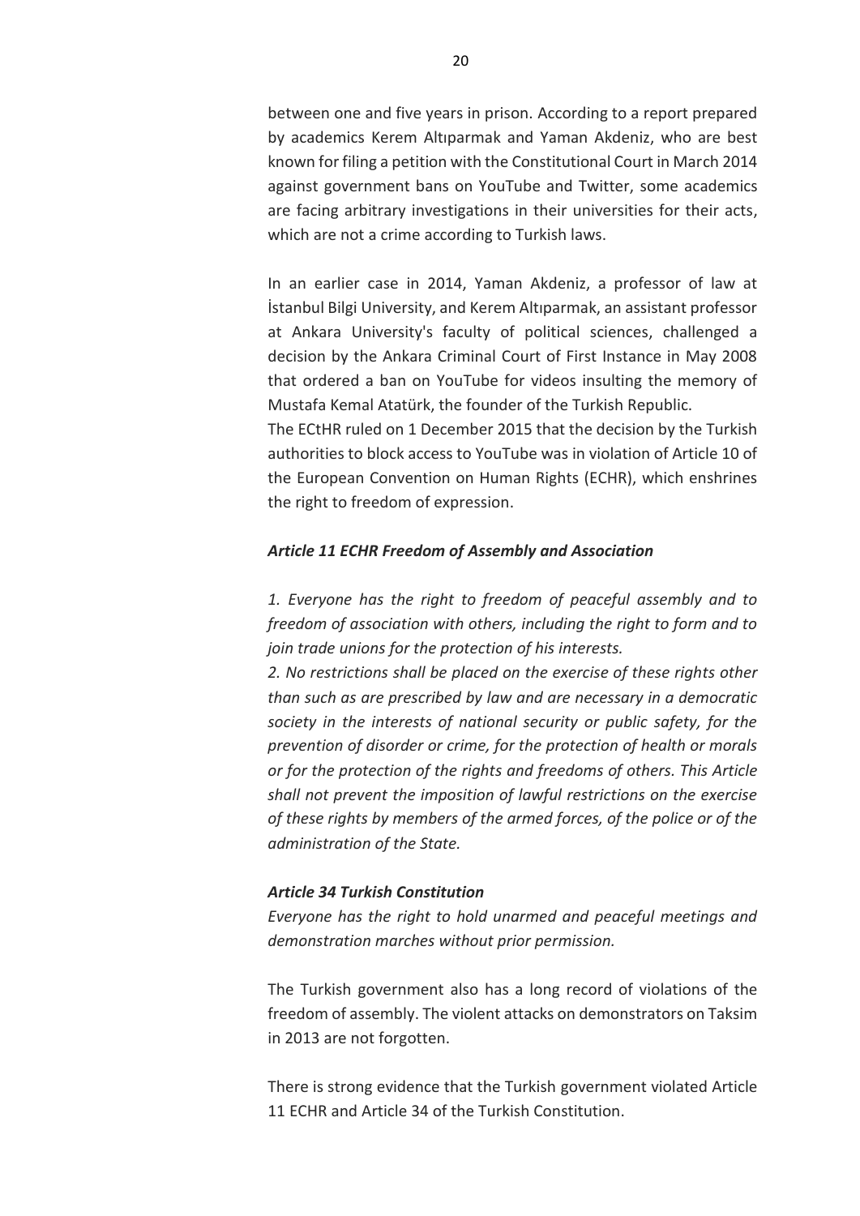between one and five years in prison. According to a report prepared by academics Kerem Altıparmak and Yaman Akdeniz, who are best known for filing a petition with the Constitutional Court in March 2014 against government bans on YouTube and Twitter, some academics are facing arbitrary investigations in their universities for their acts, which are not a crime according to Turkish laws.

In an earlier case in 2014, Yaman Akdeniz, a professor of law at İstanbul Bilgi University, and Kerem Altıparmak, an assistant professor at Ankara University's faculty of political sciences, challenged a decision by the Ankara Criminal Court of First Instance in May 2008 that ordered a ban on YouTube for videos insulting the memory of Mustafa Kemal Atatürk, the founder of the Turkish Republic.
The ECtHR ruled on 1 December 2015 that the decision by the Turkish authorities to block access to YouTube was in violation of Article 10 of the European Convention on Human Rights (ECHR), which enshrines the right to freedom of expression.

***Article 11 ECHR Freedom of Assembly and Association***

*1. Everyone has the right to freedom of peaceful assembly and to freedom of association with others, including the right to form and to join trade unions for the protection of his interests.*
*2. No restrictions shall be placed on the exercise of these rights other than such as are prescribed by law and are necessary in a democratic society in the interests of national security or public safety, for the prevention of disorder or crime, for the protection of health or morals or for the protection of the rights and freedoms of others. This Article shall not prevent the imposition of lawful restrictions on the exercise of these rights by members of the armed forces, of the police or of the administration of the State.*

***Article 34 Turkish Constitution***
*Everyone has the right to hold unarmed and peaceful meetings and demonstration marches without prior permission.*

The Turkish government also has a long record of violations of the freedom of assembly. The violent attacks on demonstrators on Taksim in 2013 are not forgotten.

There is strong evidence that the Turkish government violated Article 11 ECHR and Article 34 of the Turkish Constitution.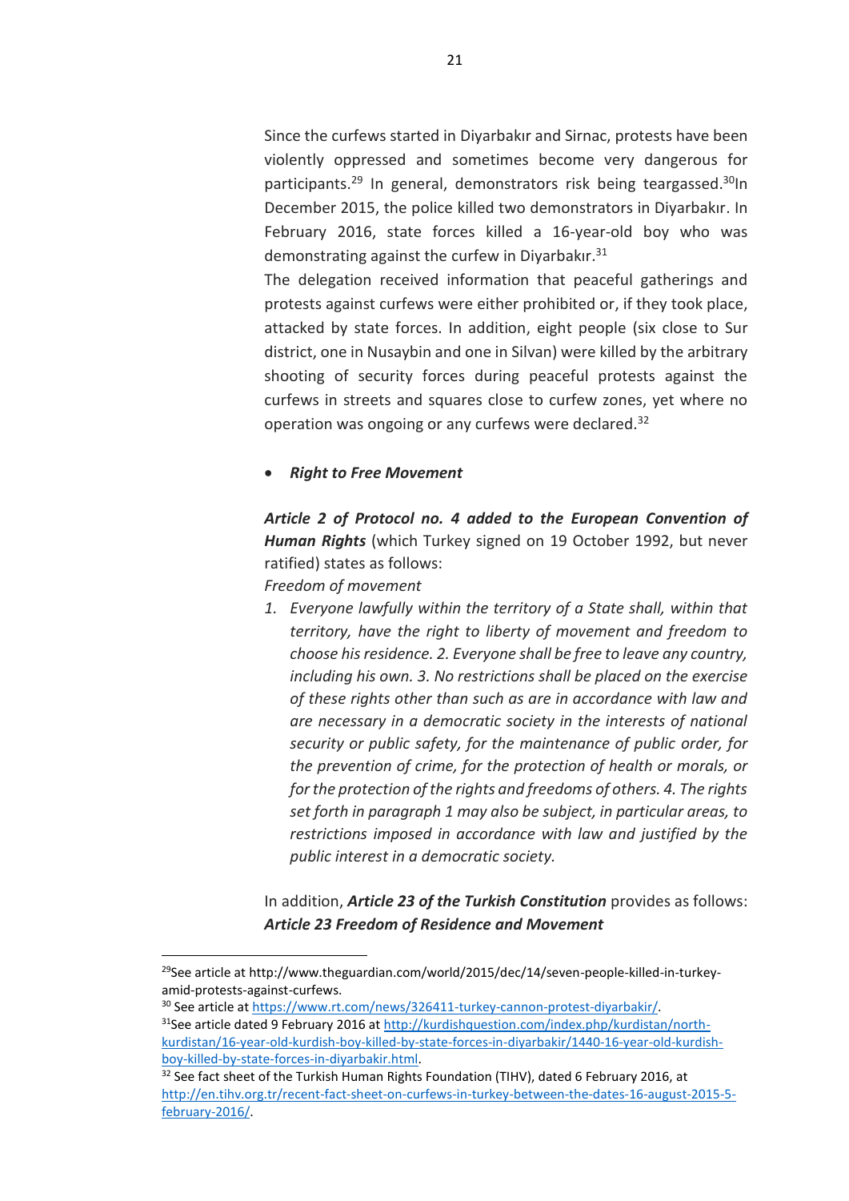Since the curfews started in Diyarbakır and Sirnac, protests have been violently oppressed and sometimes become very dangerous for participants.[29] In general, demonstrators risk being teargassed.[30]In December 2015, the police killed two demonstrators in Diyarbakır. In February 2016, state forces killed a 16-year-old boy who was demonstrating against the curfew in Diyarbakır.[31]

The delegation received information that peaceful gatherings and protests against curfews were either prohibited or, if they took place, attacked by state forces. In addition, eight people (six close to Sur district, one in Nusaybin and one in Silvan) were killed by the arbitrary shooting of security forces during peaceful protests against the curfews in streets and squares close to curfew zones, yet where no operation was ongoing or any curfews were declared.[32]

- ***Right to Free Movement***

***Article 2 of Protocol no. 4 added to the European Convention of Human Rights*** (which Turkey signed on 19 October 1992, but never ratified) states as follows:

*Freedom of movement*

1. *Everyone lawfully within the territory of a State shall, within that territory, have the right to liberty of movement and freedom to choose his residence. 2. Everyone shall be free to leave any country, including his own. 3. No restrictions shall be placed on the exercise of these rights other than such as are in accordance with law and are necessary in a democratic society in the interests of national security or public safety, for the maintenance of public order, for the prevention of crime, for the protection of health or morals, or for the protection of the rights and freedoms of others. 4. The rights set forth in paragraph 1 may also be subject, in particular areas, to restrictions imposed in accordance with law and justified by the public interest in a democratic society.*

In addition, ***Article 23 of the Turkish Constitution*** provides as follows:

***Article 23 Freedom of Residence and Movement***

---

[29]See article at http://www.theguardian.com/world/2015/dec/14/seven-people-killed-in-turkey-amid-protests-against-curfews.

[30] See article at https://www.rt.com/news/326411-turkey-cannon-protest-diyarbakir/.

[31]See article dated 9 February 2016 at http://kurdishquestion.com/index.php/kurdistan/north-kurdistan/16-year-old-kurdish-boy-killed-by-state-forces-in-diyarbakir/1440-16-year-old-kurdish-boy-killed-by-state-forces-in-diyarbakir.html.

[32] See fact sheet of the Turkish Human Rights Foundation (TIHV), dated 6 February 2016, at http://en.tihv.org.tr/recent-fact-sheet-on-curfews-in-turkey-between-the-dates-16-august-2015-5-february-2016/.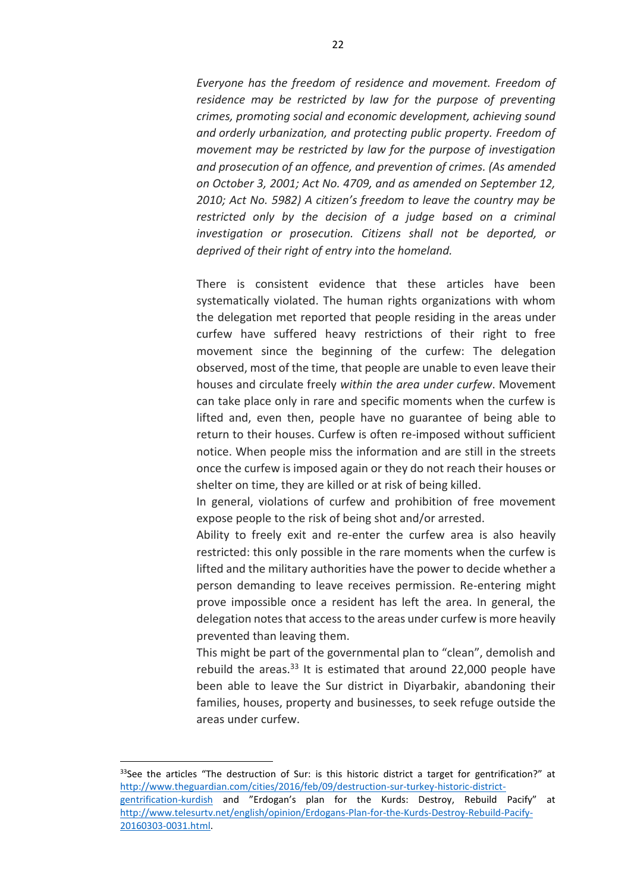*Everyone has the freedom of residence and movement. Freedom of residence may be restricted by law for the purpose of preventing crimes, promoting social and economic development, achieving sound and orderly urbanization, and protecting public property. Freedom of movement may be restricted by law for the purpose of investigation and prosecution of an offence, and prevention of crimes. (As amended on October 3, 2001; Act No. 4709, and as amended on September 12, 2010; Act No. 5982) A citizen's freedom to leave the country may be restricted only by the decision of a judge based on a criminal investigation or prosecution. Citizens shall not be deported, or deprived of their right of entry into the homeland.*

There is consistent evidence that these articles have been systematically violated. The human rights organizations with whom the delegation met reported that people residing in the areas under curfew have suffered heavy restrictions of their right to free movement since the beginning of the curfew: The delegation observed, most of the time, that people are unable to even leave their houses and circulate freely *within the area under curfew*. Movement can take place only in rare and specific moments when the curfew is lifted and, even then, people have no guarantee of being able to return to their houses. Curfew is often re-imposed without sufficient notice. When people miss the information and are still in the streets once the curfew is imposed again or they do not reach their houses or shelter on time, they are killed or at risk of being killed.

In general, violations of curfew and prohibition of free movement expose people to the risk of being shot and/or arrested.

Ability to freely exit and re-enter the curfew area is also heavily restricted: this only possible in the rare moments when the curfew is lifted and the military authorities have the power to decide whether a person demanding to leave receives permission. Re-entering might prove impossible once a resident has left the area. In general, the delegation notes that access to the areas under curfew is more heavily prevented than leaving them.

This might be part of the governmental plan to "clean", demolish and rebuild the areas.[33] It is estimated that around 22,000 people have been able to leave the Sur district in Diyarbakir, abandoning their families, houses, property and businesses, to seek refuge outside the areas under curfew.

---

[33] See the articles "The destruction of Sur: is this historic district a target for gentrification?" at http://www.theguardian.com/cities/2016/feb/09/destruction-sur-turkey-historic-district-gentrification-kurdish and "Erdogan's plan for the Kurds: Destroy, Rebuild Pacify" at http://www.telesurtv.net/english/opinion/Erdogans-Plan-for-the-Kurds-Destroy-Rebuild-Pacify-20160303-0031.html.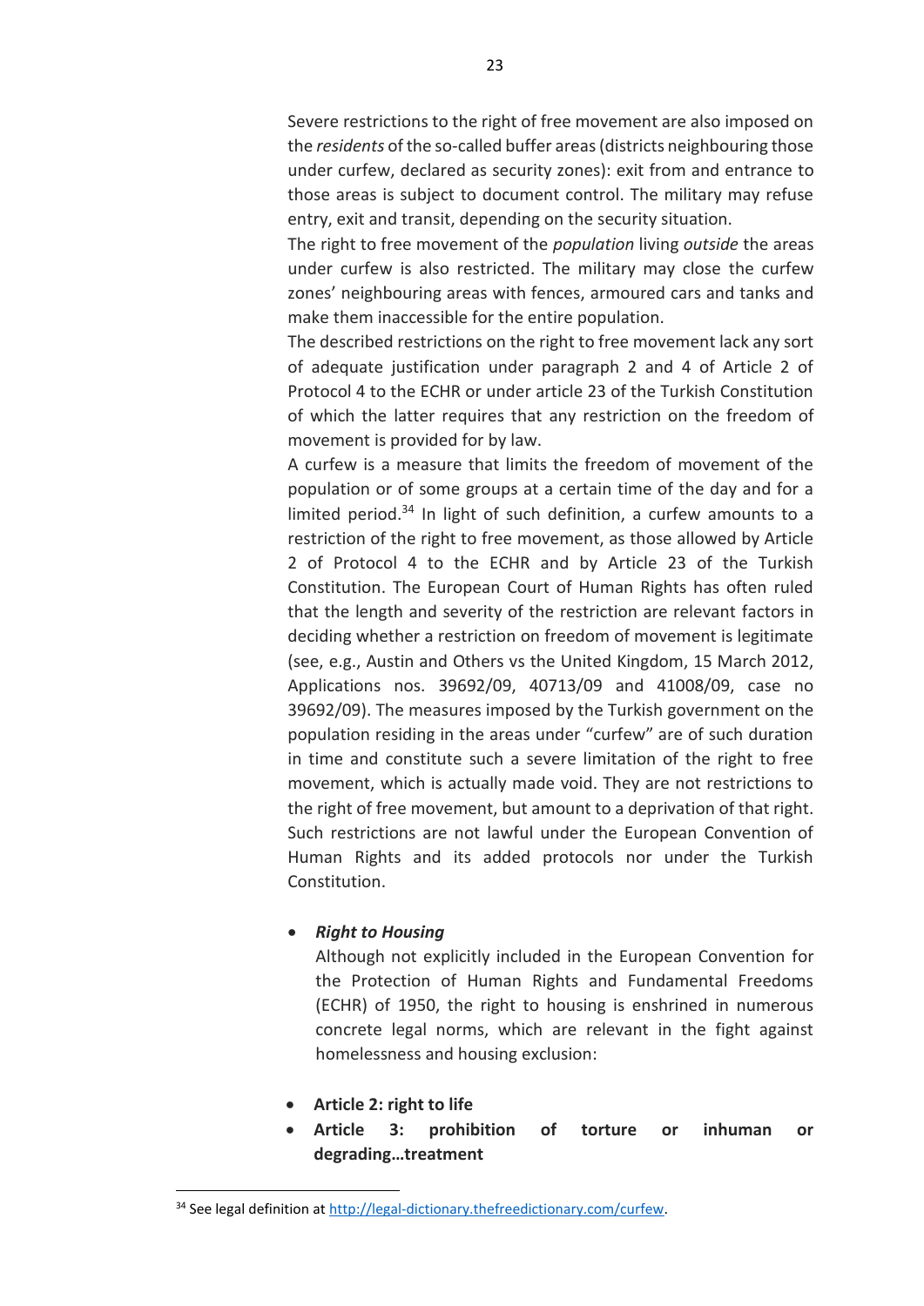Severe restrictions to the right of free movement are also imposed on the *residents* of the so-called buffer areas (districts neighbouring those under curfew, declared as security zones): exit from and entrance to those areas is subject to document control. The military may refuse entry, exit and transit, depending on the security situation.

The right to free movement of the *population* living *outside* the areas under curfew is also restricted. The military may close the curfew zones' neighbouring areas with fences, armoured cars and tanks and make them inaccessible for the entire population.

The described restrictions on the right to free movement lack any sort of adequate justification under paragraph 2 and 4 of Article 2 of Protocol 4 to the ECHR or under article 23 of the Turkish Constitution of which the latter requires that any restriction on the freedom of movement is provided for by law.

A curfew is a measure that limits the freedom of movement of the population or of some groups at a certain time of the day and for a limited period.[34] In light of such definition, a curfew amounts to a restriction of the right to free movement, as those allowed by Article 2 of Protocol 4 to the ECHR and by Article 23 of the Turkish Constitution. The European Court of Human Rights has often ruled that the length and severity of the restriction are relevant factors in deciding whether a restriction on freedom of movement is legitimate (see, e.g., Austin and Others vs the United Kingdom, 15 March 2012, Applications nos. 39692/09, 40713/09 and 41008/09, case no 39692/09). The measures imposed by the Turkish government on the population residing in the areas under "curfew" are of such duration in time and constitute such a severe limitation of the right to free movement, which is actually made void. They are not restrictions to the right of free movement, but amount to a deprivation of that right. Such restrictions are not lawful under the European Convention of Human Rights and its added protocols nor under the Turkish Constitution.

- ***Right to Housing***

  Although not explicitly included in the European Convention for the Protection of Human Rights and Fundamental Freedoms (ECHR) of 1950, the right to housing is enshrined in numerous concrete legal norms, which are relevant in the fight against homelessness and housing exclusion:

- **Article 2: right to life**
- **Article 3: prohibition of torture or inhuman or degrading…treatment**

---

[34] See legal definition at http://legal-dictionary.thefreedictionary.com/curfew.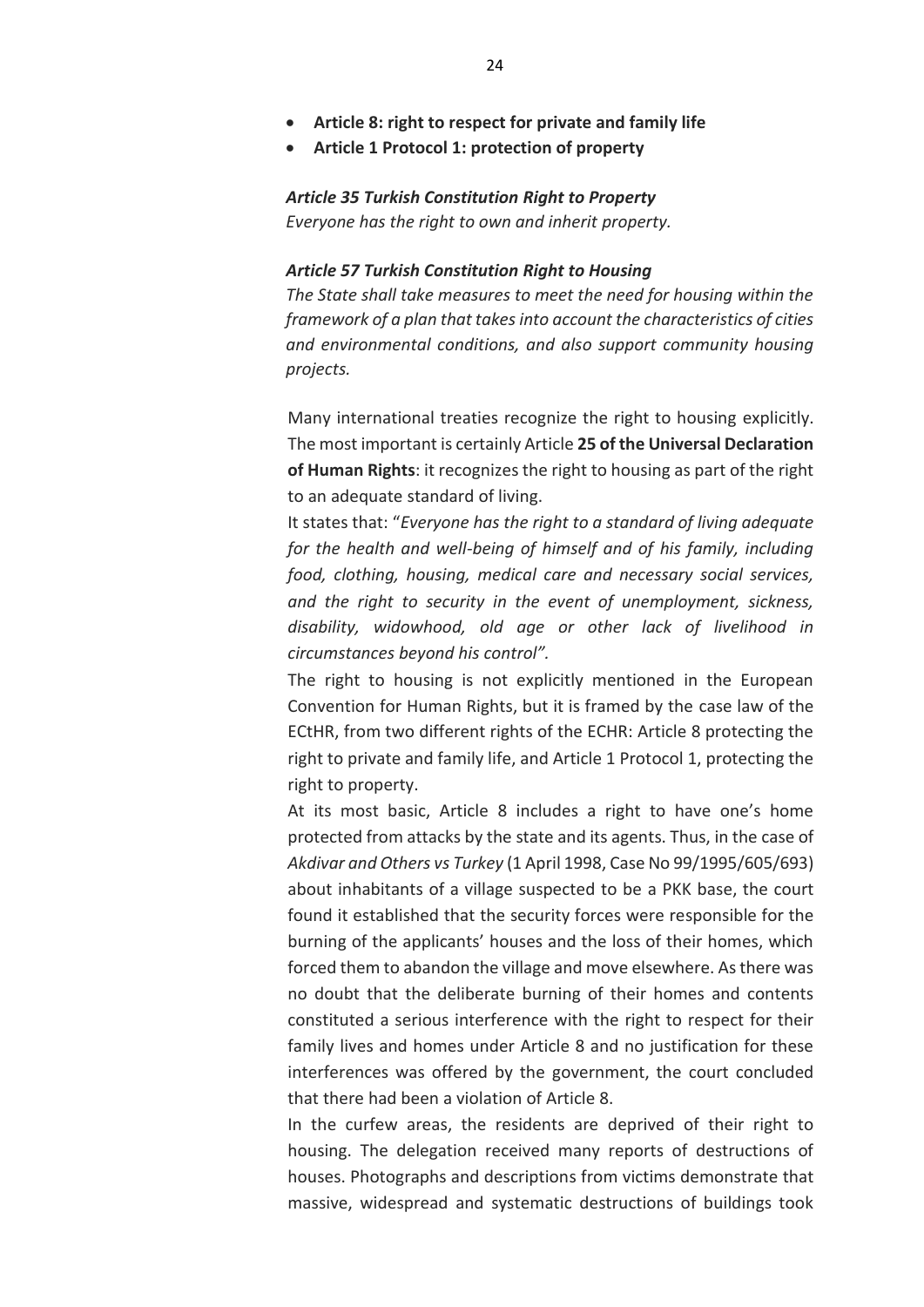- **Article 8: right to respect for private and family life**
- **Article 1 Protocol 1: protection of property**

***Article 35 Turkish Constitution Right to Property***
*Everyone has the right to own and inherit property.*

***Article 57 Turkish Constitution Right to Housing***
*The State shall take measures to meet the need for housing within the framework of a plan that takes into account the characteristics of cities and environmental conditions, and also support community housing projects.*

Many international treaties recognize the right to housing explicitly. The most important is certainly Article **25 of the Universal Declaration of Human Rights**: it recognizes the right to housing as part of the right to an adequate standard of living.

It states that: "*Everyone has the right to a standard of living adequate for the health and well-being of himself and of his family, including food, clothing, housing, medical care and necessary social services, and the right to security in the event of unemployment, sickness, disability, widowhood, old age or other lack of livelihood in circumstances beyond his control".*

The right to housing is not explicitly mentioned in the European Convention for Human Rights, but it is framed by the case law of the ECtHR, from two different rights of the ECHR: Article 8 protecting the right to private and family life, and Article 1 Protocol 1, protecting the right to property.

At its most basic, Article 8 includes a right to have one's home protected from attacks by the state and its agents. Thus, in the case of *Akdivar and Others vs Turkey* (1 April 1998, Case No 99/1995/605/693) about inhabitants of a village suspected to be a PKK base, the court found it established that the security forces were responsible for the burning of the applicants' houses and the loss of their homes, which forced them to abandon the village and move elsewhere. As there was no doubt that the deliberate burning of their homes and contents constituted a serious interference with the right to respect for their family lives and homes under Article 8 and no justification for these interferences was offered by the government, the court concluded that there had been a violation of Article 8.

In the curfew areas, the residents are deprived of their right to housing. The delegation received many reports of destructions of houses. Photographs and descriptions from victims demonstrate that massive, widespread and systematic destructions of buildings took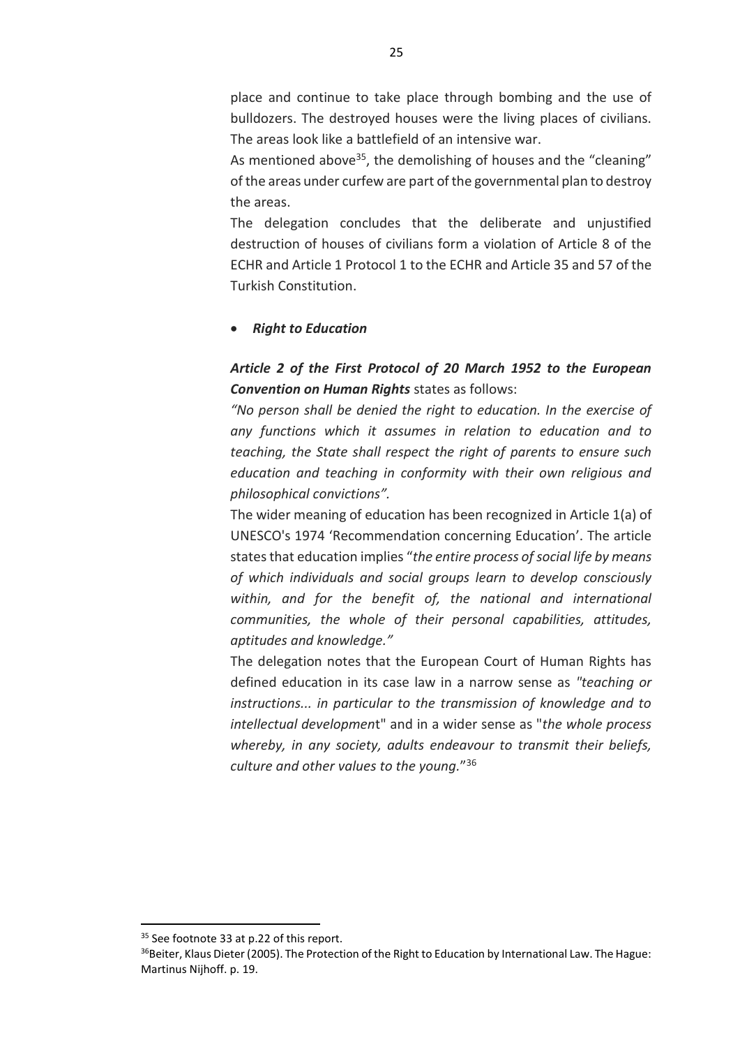place and continue to take place through bombing and the use of bulldozers. The destroyed houses were the living places of civilians. The areas look like a battlefield of an intensive war.

As mentioned above[35], the demolishing of houses and the "cleaning" of the areas under curfew are part of the governmental plan to destroy the areas.

The delegation concludes that the deliberate and unjustified destruction of houses of civilians form a violation of Article 8 of the ECHR and Article 1 Protocol 1 to the ECHR and Article 35 and 57 of the Turkish Constitution.

- ***Right to Education***

***Article 2 of the First Protocol of 20 March 1952 to the European Convention on Human Rights*** states as follows:

*"No person shall be denied the right to education. In the exercise of any functions which it assumes in relation to education and to teaching, the State shall respect the right of parents to ensure such education and teaching in conformity with their own religious and philosophical convictions".*

The wider meaning of education has been recognized in Article 1(a) of UNESCO's 1974 'Recommendation concerning Education'. The article states that education implies "*the entire process of social life by means of which individuals and social groups learn to develop consciously within, and for the benefit of, the national and international communities, the whole of their personal capabilities, attitudes, aptitudes and knowledge."*

The delegation notes that the European Court of Human Rights has defined education in its case law in a narrow sense as *"teaching or instructions... in particular to the transmission of knowledge and to intellectual developmen*t" and in a wider sense as "*the whole process whereby, in any society, adults endeavour to transmit their beliefs, culture and other values to the young.*"[36]

---

[35] See footnote 33 at p.22 of this report.

[36] Beiter, Klaus Dieter (2005). The Protection of the Right to Education by International Law. The Hague: Martinus Nijhoff. p. 19.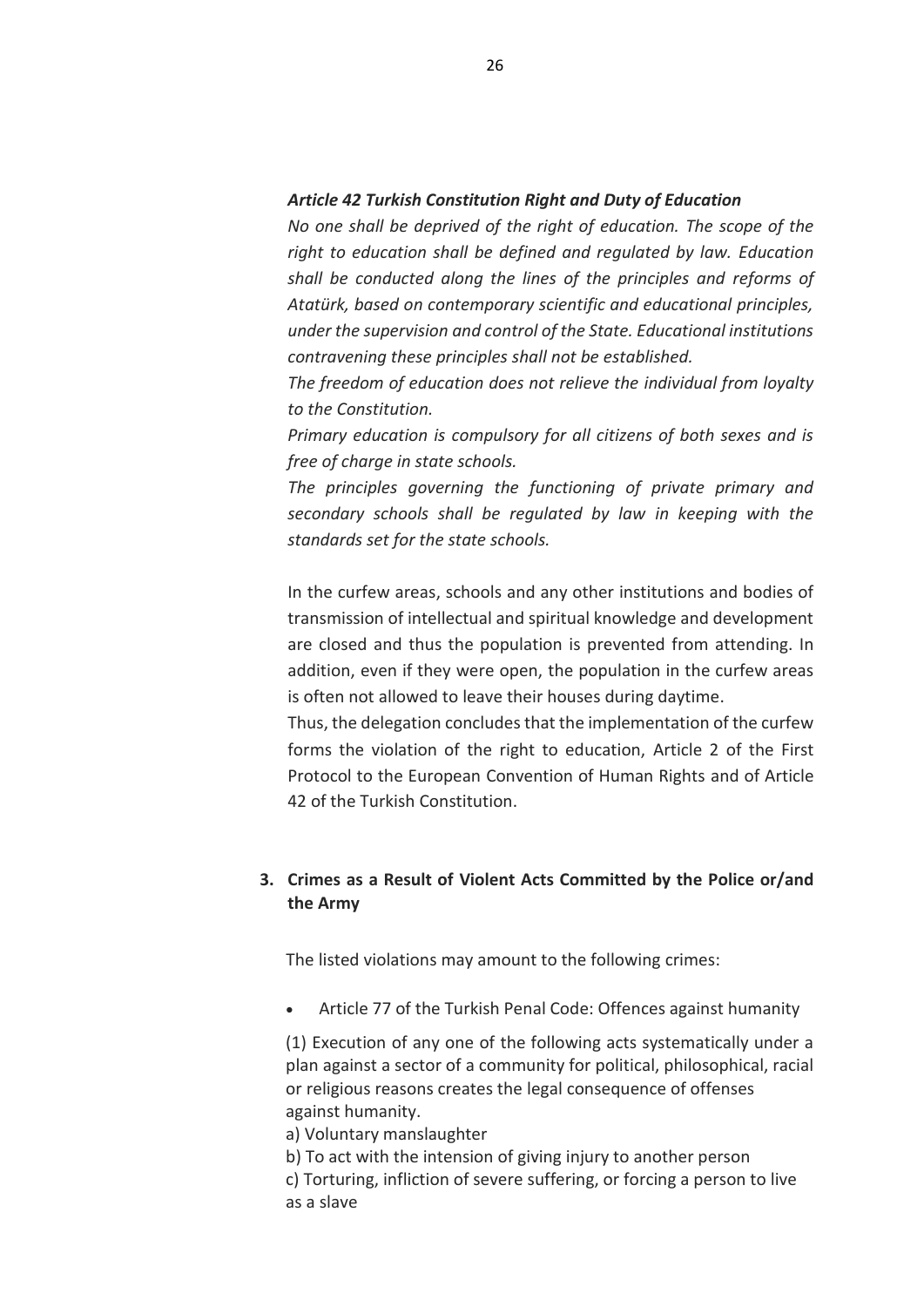***Article 42 Turkish Constitution Right and Duty of Education***

*No one shall be deprived of the right of education. The scope of the right to education shall be defined and regulated by law. Education shall be conducted along the lines of the principles and reforms of Atatürk, based on contemporary scientific and educational principles, under the supervision and control of the State. Educational institutions contravening these principles shall not be established.*

*The freedom of education does not relieve the individual from loyalty to the Constitution.*

*Primary education is compulsory for all citizens of both sexes and is free of charge in state schools.*

*The principles governing the functioning of private primary and secondary schools shall be regulated by law in keeping with the standards set for the state schools.*

In the curfew areas, schools and any other institutions and bodies of transmission of intellectual and spiritual knowledge and development are closed and thus the population is prevented from attending. In addition, even if they were open, the population in the curfew areas is often not allowed to leave their houses during daytime.

Thus, the delegation concludes that the implementation of the curfew forms the violation of the right to education, Article 2 of the First Protocol to the European Convention of Human Rights and of Article 42 of the Turkish Constitution.

## 3. Crimes as a Result of Violent Acts Committed by the Police or/and the Army

The listed violations may amount to the following crimes:

- Article 77 of the Turkish Penal Code: Offences against humanity

(1) Execution of any one of the following acts systematically under a plan against a sector of a community for political, philosophical, racial or religious reasons creates the legal consequence of offenses against humanity.

a) Voluntary manslaughter

b) To act with the intension of giving injury to another person

c) Torturing, infliction of severe suffering, or forcing a person to live as a slave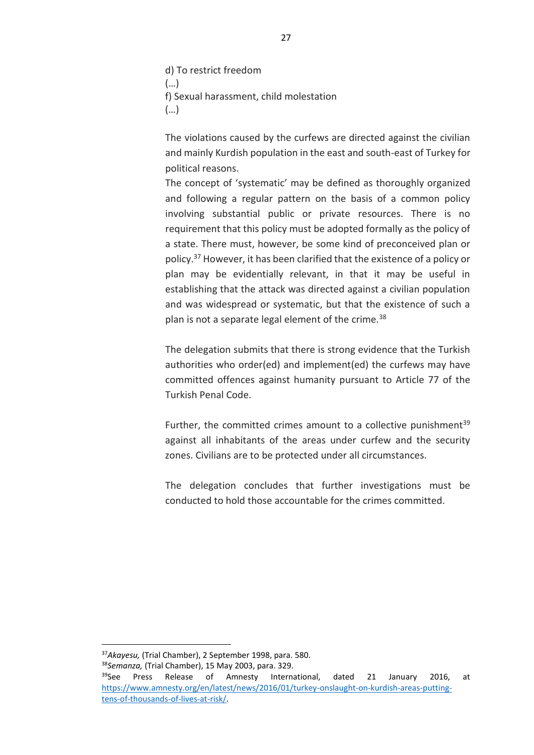d) To restrict freedom
(…)
f) Sexual harassment, child molestation
(…)

The violations caused by the curfews are directed against the civilian and mainly Kurdish population in the east and south-east of Turkey for political reasons.

The concept of 'systematic' may be defined as thoroughly organized and following a regular pattern on the basis of a common policy involving substantial public or private resources. There is no requirement that this policy must be adopted formally as the policy of a state. There must, however, be some kind of preconceived plan or policy.[37] However, it has been clarified that the existence of a policy or plan may be evidentially relevant, in that it may be useful in establishing that the attack was directed against a civilian population and was widespread or systematic, but that the existence of such a plan is not a separate legal element of the crime.[38]

The delegation submits that there is strong evidence that the Turkish authorities who order(ed) and implement(ed) the curfews may have committed offences against humanity pursuant to Article 77 of the Turkish Penal Code.

Further, the committed crimes amount to a collective punishment[39] against all inhabitants of the areas under curfew and the security zones. Civilians are to be protected under all circumstances.

The delegation concludes that further investigations must be conducted to hold those accountable for the crimes committed.

---

[37] *Akayesu,* (Trial Chamber), 2 September 1998, para. 580.

[38] *Semanza,* (Trial Chamber), 15 May 2003, para. 329.

[39] See Press Release of Amnesty International, dated 21 January 2016, at https://www.amnesty.org/en/latest/news/2016/01/turkey-onslaught-on-kurdish-areas-putting-tens-of-thousands-of-lives-at-risk/.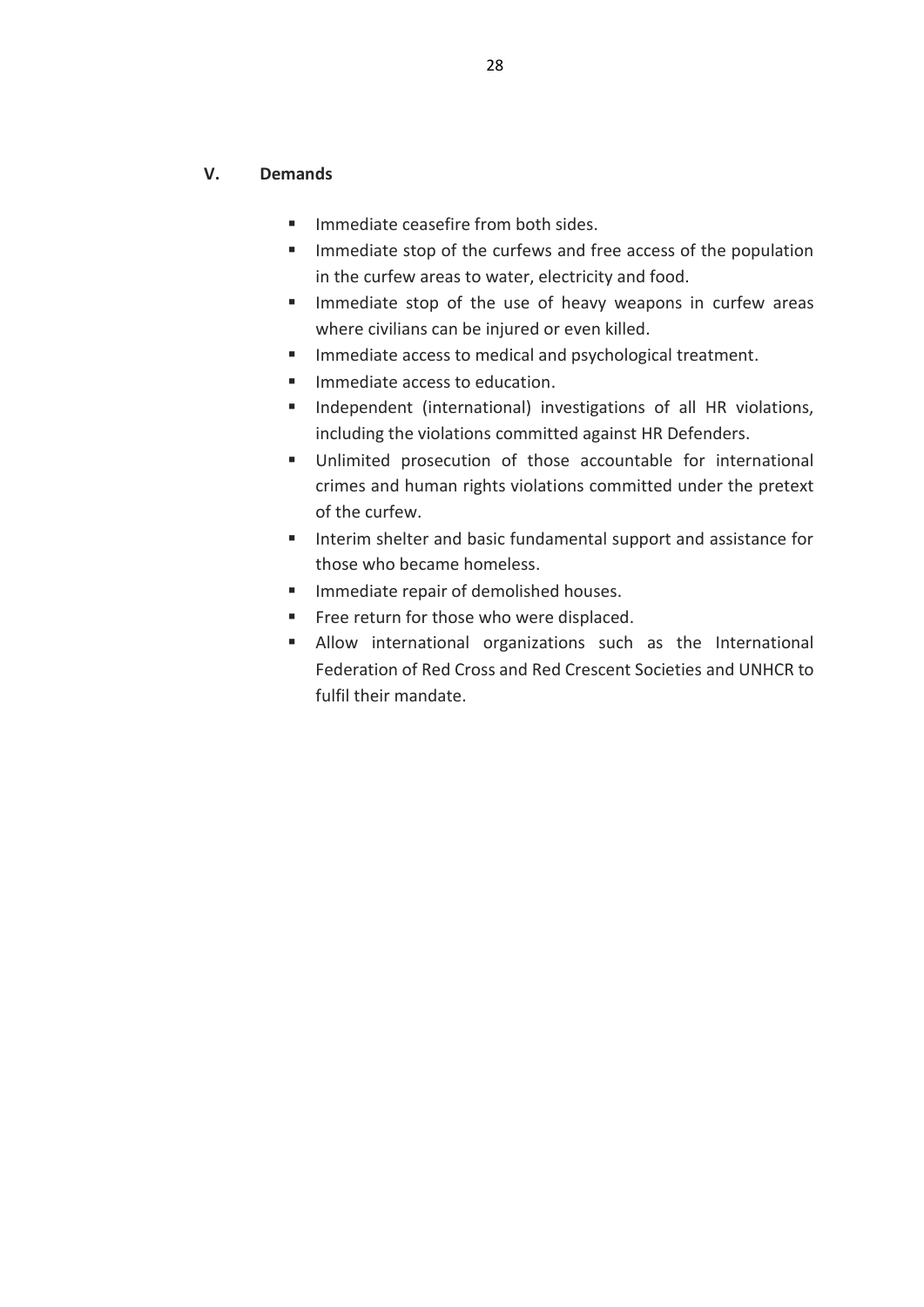## V. Demands

- Immediate ceasefire from both sides.
- Immediate stop of the curfews and free access of the population in the curfew areas to water, electricity and food.
- Immediate stop of the use of heavy weapons in curfew areas where civilians can be injured or even killed.
- Immediate access to medical and psychological treatment.
- Immediate access to education.
- Independent (international) investigations of all HR violations, including the violations committed against HR Defenders.
- Unlimited prosecution of those accountable for international crimes and human rights violations committed under the pretext of the curfew.
- Interim shelter and basic fundamental support and assistance for those who became homeless.
- Immediate repair of demolished houses.
- Free return for those who were displaced.
- Allow international organizations such as the International Federation of Red Cross and Red Crescent Societies and UNHCR to fulfil their mandate.